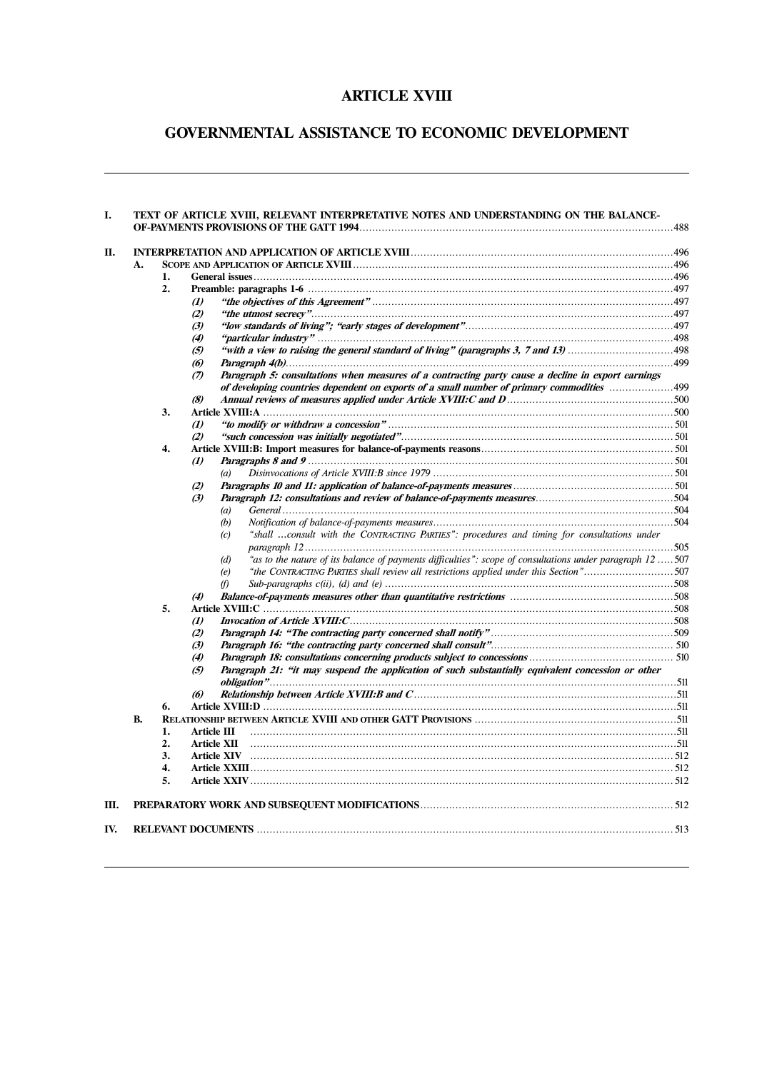# ARTICLE XVIII

# GOVERNMENTAL ASSISTANCE TO ECONOMIC DEVELOPMENT

- **I. TEXT OF ARTICLE XVIII, RELEVANT INTERPRETATIVE NOTES AND UNDERSTANDING ON THE BALANCE-OF-PAYMENTS PROVISIONS OF THE GATT 1994** ........ 488
- **II. INTERPRETATION AND APPLICATION OF ARTICLE XVIII** ........ 496
  - **A. SCOPE AND APPLICATION OF ARTICLE XVIII** ........ 496
    - **1. General issues** ........ 496
    - **2. Preamble: paragraphs 1-6** ........ 497
      - ***(1) "the objectives of this Agreement"*** ........ 497
      - ***(2) "the utmost secrecy"*** ........ 497
      - ***(3) "low standards of living"; "early stages of development"*** ........ 497
      - ***(4) "particular industry"*** ........ 498
      - ***(5) "with a view to raising the general standard of living" (paragraphs 3, 7 and 13)*** ........ 498
      - ***(6) Paragraph 4(b)*** ........ 499
      - ***(7) Paragraph 5: consultations when measures of a contracting party cause a decline in export earnings of developing countries dependent on exports of a small number of primary commodities*** ........ 499
      - ***(8) Annual reviews of measures applied under Article XVIII:C and D*** ........ 500
    - **3. Article XVIII:A** ........ 500
      - ***(1) "to modify or withdraw a concession"*** ........ 501
      - ***(2) "such concession was initially negotiated"*** ........ 501
    - **4. Article XVIII:B: Import measures for balance-of-payments reasons** ........ 501
      - ***(1) Paragraphs 8 and 9*** ........ 501
        - *(a) Disinvocations of Article XVIII:B since 1979* ........ 501
      - ***(2) Paragraphs 10 and 11: application of balance-of-payments measures*** ........ 501
      - ***(3) Paragraph 12: consultations and review of balance-of-payments measures*** ........ 504
        - *(a) General* ........ 504
        - *(b) Notification of balance-of-payments measures* ........ 504
        - *(c) "shall …consult with the CONTRACTING PARTIES": procedures and timing for consultations under paragraph 12* ........ 505
        - *(d) "as to the nature of its balance of payments difficulties": scope of consultations under paragraph 12* ........ 507
        - *(e) "the CONTRACTING PARTIES shall review all restrictions applied under this Section"* ........ 507
        - *(f) Sub-paragraphs c(ii), (d) and (e)* ........ 508
      - ***(4) Balance-of-payments measures other than quantitative restrictions*** ........ 508
    - **5. Article XVIII:C** ........ 508
      - ***(1) Invocation of Article XVIII:C*** ........ 508
      - ***(2) Paragraph 14: "The contracting party concerned shall notify"*** ........ 509
      - ***(3) Paragraph 16: "the contracting party concerned shall consult"*** ........ 510
      - ***(4) Paragraph 18: consultations concerning products subject to concessions*** ........ 510
      - ***(5) Paragraph 21: "it may suspend the application of such substantially equivalent concession or other obligation"*** ........ 511
      - ***(6) Relationship between Article XVIII:B and C*** ........ 511
    - **6. Article XVIII:D** ........ 511
  - **B. RELATIONSHIP BETWEEN ARTICLE XVIII AND OTHER GATT PROVISIONS** ........ 511
    - **1. Article III** ........ 511
    - **2. Article XII** ........ 511
    - **3. Article XIV** ........ 512
    - **4. Article XXIII** ........ 512
    - **5. Article XXIV** ........ 512
- **III. PREPARATORY WORK AND SUBSEQUENT MODIFICATIONS** ........ 512
- **IV. RELEVANT DOCUMENTS** ........ 513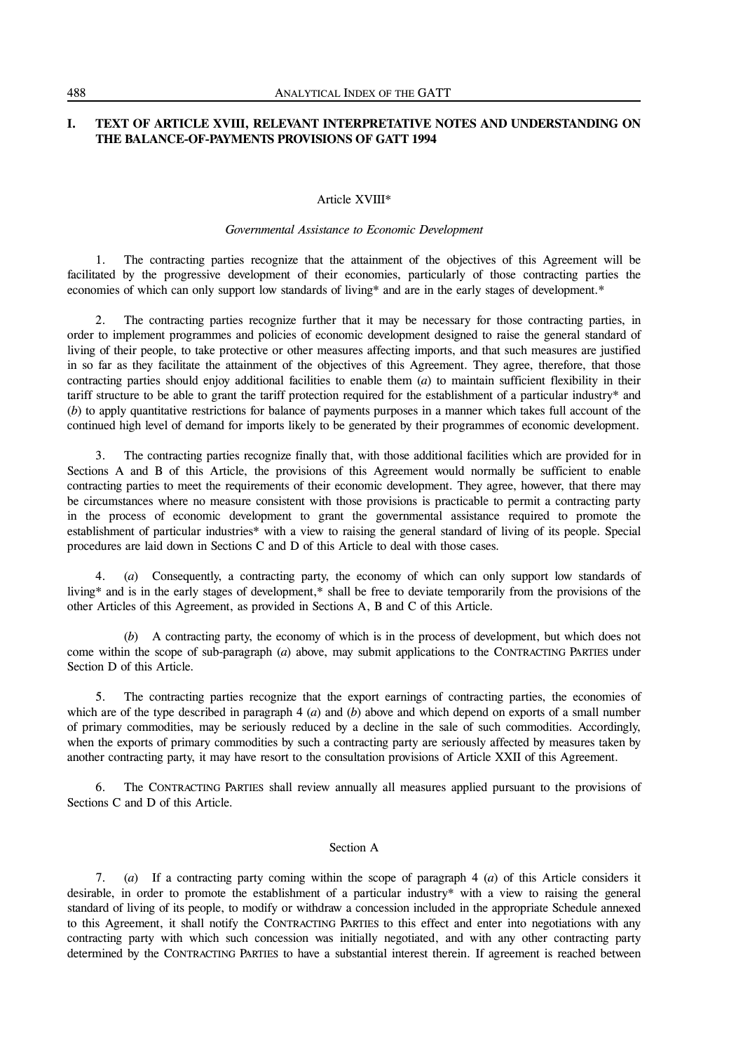## I. TEXT OF ARTICLE XVIII, RELEVANT INTERPRETATIVE NOTES AND UNDERSTANDING ON THE BALANCE-OF-PAYMENTS PROVISIONS OF GATT 1994

### Article XVIII*

*Governmental Assistance to Economic Development*

1. The contracting parties recognize that the attainment of the objectives of this Agreement will be facilitated by the progressive development of their economies, particularly of those contracting parties the economies of which can only support low standards of living* and are in the early stages of development.*

2. The contracting parties recognize further that it may be necessary for those contracting parties, in order to implement programmes and policies of economic development designed to raise the general standard of living of their people, to take protective or other measures affecting imports, and that such measures are justified in so far as they facilitate the attainment of the objectives of this Agreement. They agree, therefore, that those contracting parties should enjoy additional facilities to enable them (*a*) to maintain sufficient flexibility in their tariff structure to be able to grant the tariff protection required for the establishment of a particular industry* and (*b*) to apply quantitative restrictions for balance of payments purposes in a manner which takes full account of the continued high level of demand for imports likely to be generated by their programmes of economic development.

3. The contracting parties recognize finally that, with those additional facilities which are provided for in Sections A and B of this Article, the provisions of this Agreement would normally be sufficient to enable contracting parties to meet the requirements of their economic development. They agree, however, that there may be circumstances where no measure consistent with those provisions is practicable to permit a contracting party in the process of economic development to grant the governmental assistance required to promote the establishment of particular industries* with a view to raising the general standard of living of its people. Special procedures are laid down in Sections C and D of this Article to deal with those cases.

4. (*a*) Consequently, a contracting party, the economy of which can only support low standards of living* and is in the early stages of development,* shall be free to deviate temporarily from the provisions of the other Articles of this Agreement, as provided in Sections A, B and C of this Article.

(*b*) A contracting party, the economy of which is in the process of development, but which does not come within the scope of sub-paragraph (*a*) above, may submit applications to the CONTRACTING PARTIES under Section D of this Article.

5. The contracting parties recognize that the export earnings of contracting parties, the economies of which are of the type described in paragraph 4 (*a*) and (*b*) above and which depend on exports of a small number of primary commodities, may be seriously reduced by a decline in the sale of such commodities. Accordingly, when the exports of primary commodities by such a contracting party are seriously affected by measures taken by another contracting party, it may have resort to the consultation provisions of Article XXII of this Agreement.

6. The CONTRACTING PARTIES shall review annually all measures applied pursuant to the provisions of Sections C and D of this Article.

#### Section A

7. (*a*) If a contracting party coming within the scope of paragraph 4 (*a*) of this Article considers it desirable, in order to promote the establishment of a particular industry* with a view to raising the general standard of living of its people, to modify or withdraw a concession included in the appropriate Schedule annexed to this Agreement, it shall notify the CONTRACTING PARTIES to this effect and enter into negotiations with any contracting party with which such concession was initially negotiated, and with any other contracting party determined by the CONTRACTING PARTIES to have a substantial interest therein. If agreement is reached between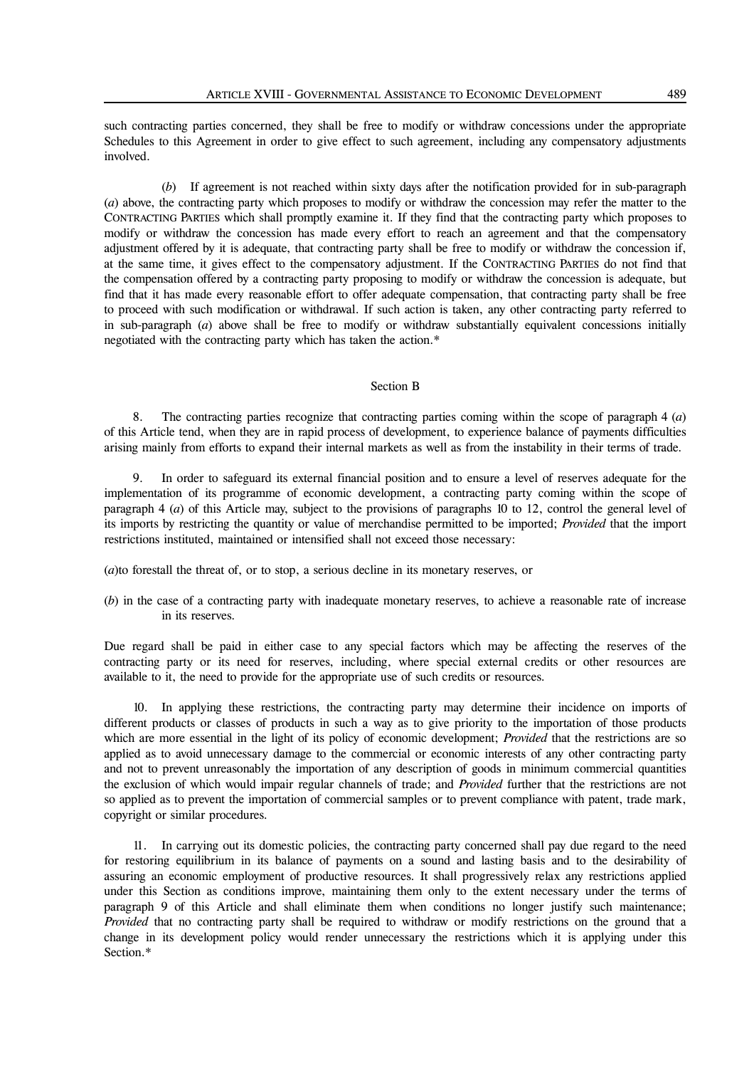such contracting parties concerned, they shall be free to modify or withdraw concessions under the appropriate Schedules to this Agreement in order to give effect to such agreement, including any compensatory adjustments involved.

(*b*) If agreement is not reached within sixty days after the notification provided for in sub-paragraph (*a*) above, the contracting party which proposes to modify or withdraw the concession may refer the matter to the CONTRACTING PARTIES which shall promptly examine it. If they find that the contracting party which proposes to modify or withdraw the concession has made every effort to reach an agreement and that the compensatory adjustment offered by it is adequate, that contracting party shall be free to modify or withdraw the concession if, at the same time, it gives effect to the compensatory adjustment. If the CONTRACTING PARTIES do not find that the compensation offered by a contracting party proposing to modify or withdraw the concession is adequate, but find that it has made every reasonable effort to offer adequate compensation, that contracting party shall be free to proceed with such modification or withdrawal. If such action is taken, any other contracting party referred to in sub-paragraph (*a*) above shall be free to modify or withdraw substantially equivalent concessions initially negotiated with the contracting party which has taken the action.*

## Section B

8. The contracting parties recognize that contracting parties coming within the scope of paragraph 4 (*a*) of this Article tend, when they are in rapid process of development, to experience balance of payments difficulties arising mainly from efforts to expand their internal markets as well as from the instability in their terms of trade.

9. In order to safeguard its external financial position and to ensure a level of reserves adequate for the implementation of its programme of economic development, a contracting party coming within the scope of paragraph 4 (*a*) of this Article may, subject to the provisions of paragraphs 10 to 12, control the general level of its imports by restricting the quantity or value of merchandise permitted to be imported; *Provided* that the import restrictions instituted, maintained or intensified shall not exceed those necessary:

(*a*) to forestall the threat of, or to stop, a serious decline in its monetary reserves, or

(*b*) in the case of a contracting party with inadequate monetary reserves, to achieve a reasonable rate of increase in its reserves.

Due regard shall be paid in either case to any special factors which may be affecting the reserves of the contracting party or its need for reserves, including, where special external credits or other resources are available to it, the need to provide for the appropriate use of such credits or resources.

10. In applying these restrictions, the contracting party may determine their incidence on imports of different products or classes of products in such a way as to give priority to the importation of those products which are more essential in the light of its policy of economic development; *Provided* that the restrictions are so applied as to avoid unnecessary damage to the commercial or economic interests of any other contracting party and not to prevent unreasonably the importation of any description of goods in minimum commercial quantities the exclusion of which would impair regular channels of trade; and *Provided* further that the restrictions are not so applied as to prevent the importation of commercial samples or to prevent compliance with patent, trade mark, copyright or similar procedures.

11. In carrying out its domestic policies, the contracting party concerned shall pay due regard to the need for restoring equilibrium in its balance of payments on a sound and lasting basis and to the desirability of assuring an economic employment of productive resources. It shall progressively relax any restrictions applied under this Section as conditions improve, maintaining them only to the extent necessary under the terms of paragraph 9 of this Article and shall eliminate them when conditions no longer justify such maintenance; *Provided* that no contracting party shall be required to withdraw or modify restrictions on the ground that a change in its development policy would render unnecessary the restrictions which it is applying under this Section.*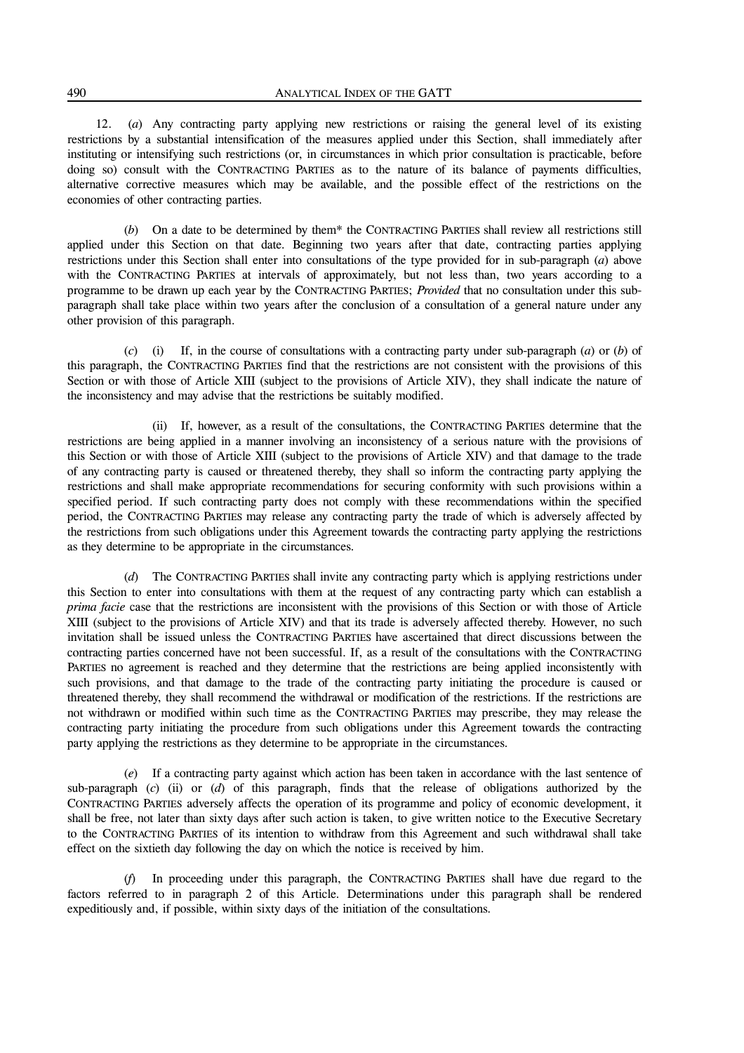12. (*a*) Any contracting party applying new restrictions or raising the general level of its existing restrictions by a substantial intensification of the measures applied under this Section, shall immediately after instituting or intensifying such restrictions (or, in circumstances in which prior consultation is practicable, before doing so) consult with the CONTRACTING PARTIES as to the nature of its balance of payments difficulties, alternative corrective measures which may be available, and the possible effect of the restrictions on the economies of other contracting parties.

(*b*) On a date to be determined by them* the CONTRACTING PARTIES shall review all restrictions still applied under this Section on that date. Beginning two years after that date, contracting parties applying restrictions under this Section shall enter into consultations of the type provided for in sub-paragraph (*a*) above with the CONTRACTING PARTIES at intervals of approximately, but not less than, two years according to a programme to be drawn up each year by the CONTRACTING PARTIES; *Provided* that no consultation under this sub-paragraph shall take place within two years after the conclusion of a consultation of a general nature under any other provision of this paragraph.

(*c*) (i) If, in the course of consultations with a contracting party under sub-paragraph (*a*) or (*b*) of this paragraph, the CONTRACTING PARTIES find that the restrictions are not consistent with the provisions of this Section or with those of Article XIII (subject to the provisions of Article XIV), they shall indicate the nature of the inconsistency and may advise that the restrictions be suitably modified.

(ii) If, however, as a result of the consultations, the CONTRACTING PARTIES determine that the restrictions are being applied in a manner involving an inconsistency of a serious nature with the provisions of this Section or with those of Article XIII (subject to the provisions of Article XIV) and that damage to the trade of any contracting party is caused or threatened thereby, they shall so inform the contracting party applying the restrictions and shall make appropriate recommendations for securing conformity with such provisions within a specified period. If such contracting party does not comply with these recommendations within the specified period, the CONTRACTING PARTIES may release any contracting party the trade of which is adversely affected by the restrictions from such obligations under this Agreement towards the contracting party applying the restrictions as they determine to be appropriate in the circumstances.

(*d*) The CONTRACTING PARTIES shall invite any contracting party which is applying restrictions under this Section to enter into consultations with them at the request of any contracting party which can establish a *prima facie* case that the restrictions are inconsistent with the provisions of this Section or with those of Article XIII (subject to the provisions of Article XIV) and that its trade is adversely affected thereby. However, no such invitation shall be issued unless the CONTRACTING PARTIES have ascertained that direct discussions between the contracting parties concerned have not been successful. If, as a result of the consultations with the CONTRACTING PARTIES no agreement is reached and they determine that the restrictions are being applied inconsistently with such provisions, and that damage to the trade of the contracting party initiating the procedure is caused or threatened thereby, they shall recommend the withdrawal or modification of the restrictions. If the restrictions are not withdrawn or modified within such time as the CONTRACTING PARTIES may prescribe, they may release the contracting party initiating the procedure from such obligations under this Agreement towards the contracting party applying the restrictions as they determine to be appropriate in the circumstances.

(*e*) If a contracting party against which action has been taken in accordance with the last sentence of sub-paragraph (*c*) (ii) or (*d*) of this paragraph, finds that the release of obligations authorized by the CONTRACTING PARTIES adversely affects the operation of its programme and policy of economic development, it shall be free, not later than sixty days after such action is taken, to give written notice to the Executive Secretary to the CONTRACTING PARTIES of its intention to withdraw from this Agreement and such withdrawal shall take effect on the sixtieth day following the day on which the notice is received by him.

(*f*) In proceeding under this paragraph, the CONTRACTING PARTIES shall have due regard to the factors referred to in paragraph 2 of this Article. Determinations under this paragraph shall be rendered expeditiously and, if possible, within sixty days of the initiation of the consultations.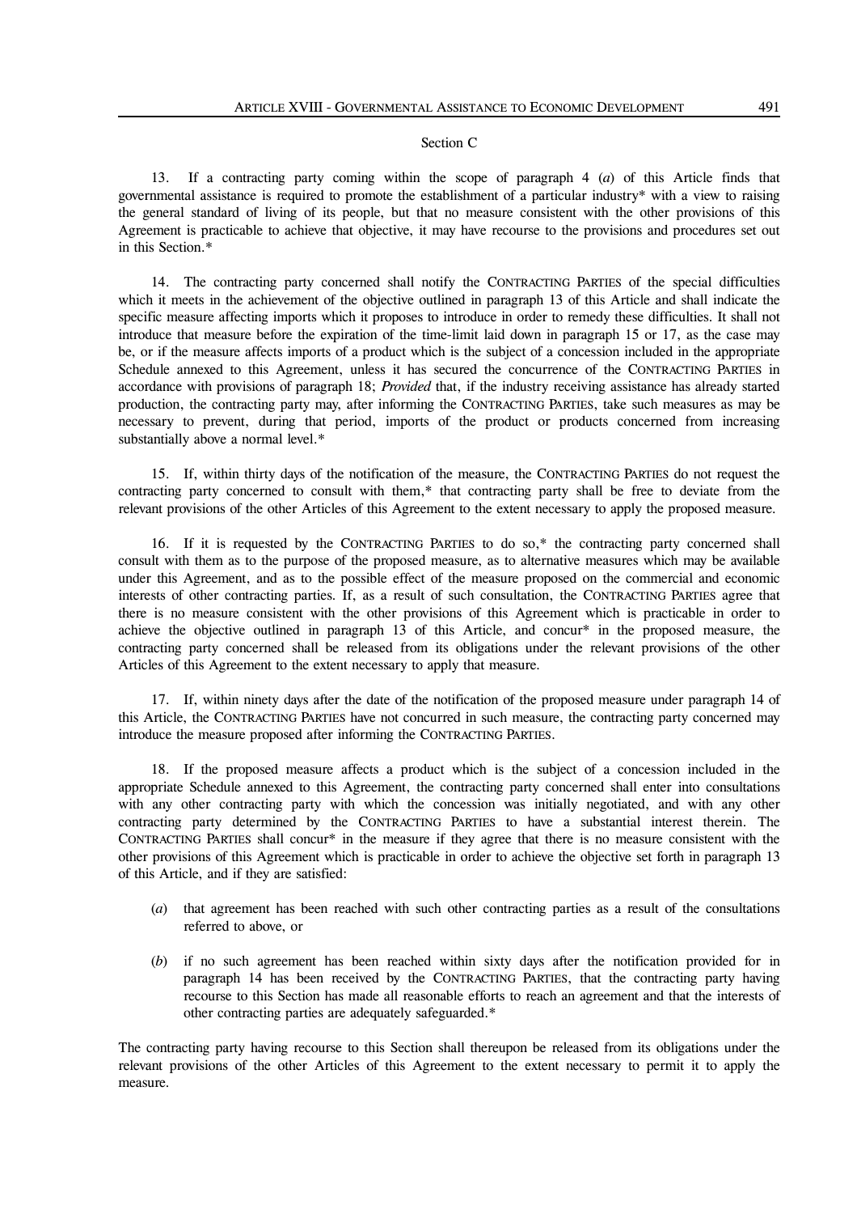Section C

13. If a contracting party coming within the scope of paragraph 4 (*a*) of this Article finds that governmental assistance is required to promote the establishment of a particular industry* with a view to raising the general standard of living of its people, but that no measure consistent with the other provisions of this Agreement is practicable to achieve that objective, it may have recourse to the provisions and procedures set out in this Section.*

14. The contracting party concerned shall notify the CONTRACTING PARTIES of the special difficulties which it meets in the achievement of the objective outlined in paragraph 13 of this Article and shall indicate the specific measure affecting imports which it proposes to introduce in order to remedy these difficulties. It shall not introduce that measure before the expiration of the time-limit laid down in paragraph 15 or 17, as the case may be, or if the measure affects imports of a product which is the subject of a concession included in the appropriate Schedule annexed to this Agreement, unless it has secured the concurrence of the CONTRACTING PARTIES in accordance with provisions of paragraph 18; *Provided* that, if the industry receiving assistance has already started production, the contracting party may, after informing the CONTRACTING PARTIES, take such measures as may be necessary to prevent, during that period, imports of the product or products concerned from increasing substantially above a normal level.*

15. If, within thirty days of the notification of the measure, the CONTRACTING PARTIES do not request the contracting party concerned to consult with them,* that contracting party shall be free to deviate from the relevant provisions of the other Articles of this Agreement to the extent necessary to apply the proposed measure.

16. If it is requested by the CONTRACTING PARTIES to do so,* the contracting party concerned shall consult with them as to the purpose of the proposed measure, as to alternative measures which may be available under this Agreement, and as to the possible effect of the measure proposed on the commercial and economic interests of other contracting parties. If, as a result of such consultation, the CONTRACTING PARTIES agree that there is no measure consistent with the other provisions of this Agreement which is practicable in order to achieve the objective outlined in paragraph 13 of this Article, and concur* in the proposed measure, the contracting party concerned shall be released from its obligations under the relevant provisions of the other Articles of this Agreement to the extent necessary to apply that measure.

17. If, within ninety days after the date of the notification of the proposed measure under paragraph 14 of this Article, the CONTRACTING PARTIES have not concurred in such measure, the contracting party concerned may introduce the measure proposed after informing the CONTRACTING PARTIES.

18. If the proposed measure affects a product which is the subject of a concession included in the appropriate Schedule annexed to this Agreement, the contracting party concerned shall enter into consultations with any other contracting party with which the concession was initially negotiated, and with any other contracting party determined by the CONTRACTING PARTIES to have a substantial interest therein. The CONTRACTING PARTIES shall concur* in the measure if they agree that there is no measure consistent with the other provisions of this Agreement which is practicable in order to achieve the objective set forth in paragraph 13 of this Article, and if they are satisfied:

(*a*) that agreement has been reached with such other contracting parties as a result of the consultations referred to above, or

(*b*) if no such agreement has been reached within sixty days after the notification provided for in paragraph 14 has been received by the CONTRACTING PARTIES, that the contracting party having recourse to this Section has made all reasonable efforts to reach an agreement and that the interests of other contracting parties are adequately safeguarded.*

The contracting party having recourse to this Section shall thereupon be released from its obligations under the relevant provisions of the other Articles of this Agreement to the extent necessary to permit it to apply the measure.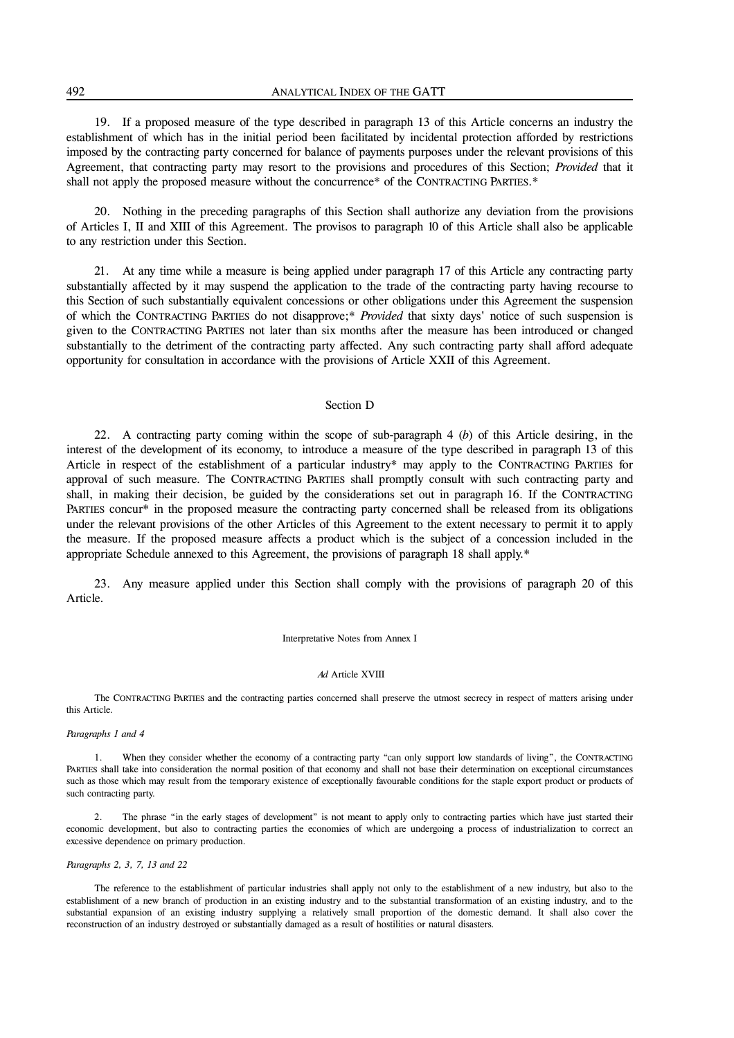19. If a proposed measure of the type described in paragraph 13 of this Article concerns an industry the establishment of which has in the initial period been facilitated by incidental protection afforded by restrictions imposed by the contracting party concerned for balance of payments purposes under the relevant provisions of this Agreement, that contracting party may resort to the provisions and procedures of this Section; *Provided* that it shall not apply the proposed measure without the concurrence* of the CONTRACTING PARTIES.*

20. Nothing in the preceding paragraphs of this Section shall authorize any deviation from the provisions of Articles I, II and XIII of this Agreement. The provisos to paragraph 10 of this Article shall also be applicable to any restriction under this Section.

21. At any time while a measure is being applied under paragraph 17 of this Article any contracting party substantially affected by it may suspend the application to the trade of the contracting party having recourse to this Section of such substantially equivalent concessions or other obligations under this Agreement the suspension of which the CONTRACTING PARTIES do not disapprove;* *Provided* that sixty days' notice of such suspension is given to the CONTRACTING PARTIES not later than six months after the measure has been introduced or changed substantially to the detriment of the contracting party affected. Any such contracting party shall afford adequate opportunity for consultation in accordance with the provisions of Article XXII of this Agreement.

## Section D

22. A contracting party coming within the scope of sub-paragraph 4 (*b*) of this Article desiring, in the interest of the development of its economy, to introduce a measure of the type described in paragraph 13 of this Article in respect of the establishment of a particular industry* may apply to the CONTRACTING PARTIES for approval of such measure. The CONTRACTING PARTIES shall promptly consult with such contracting party and shall, in making their decision, be guided by the considerations set out in paragraph 16. If the CONTRACTING PARTIES concur* in the proposed measure the contracting party concerned shall be released from its obligations under the relevant provisions of the other Articles of this Agreement to the extent necessary to permit it to apply the measure. If the proposed measure affects a product which is the subject of a concession included in the appropriate Schedule annexed to this Agreement, the provisions of paragraph 18 shall apply.*

23. Any measure applied under this Section shall comply with the provisions of paragraph 20 of this Article.

### Interpretative Notes from Annex I

#### *Ad* Article XVIII

The CONTRACTING PARTIES and the contracting parties concerned shall preserve the utmost secrecy in respect of matters arising under this Article.

*Paragraphs 1 and 4*

1. When they consider whether the economy of a contracting party "can only support low standards of living", the CONTRACTING PARTIES shall take into consideration the normal position of that economy and shall not base their determination on exceptional circumstances such as those which may result from the temporary existence of exceptionally favourable conditions for the staple export product or products of such contracting party.

2. The phrase "in the early stages of development" is not meant to apply only to contracting parties which have just started their economic development, but also to contracting parties the economies of which are undergoing a process of industrialization to correct an excessive dependence on primary production.

*Paragraphs 2, 3, 7, 13 and 22*

The reference to the establishment of particular industries shall apply not only to the establishment of a new industry, but also to the establishment of a new branch of production in an existing industry and to the substantial transformation of an existing industry, and to the substantial expansion of an existing industry supplying a relatively small proportion of the domestic demand. It shall also cover the reconstruction of an industry destroyed or substantially damaged as a result of hostilities or natural disasters.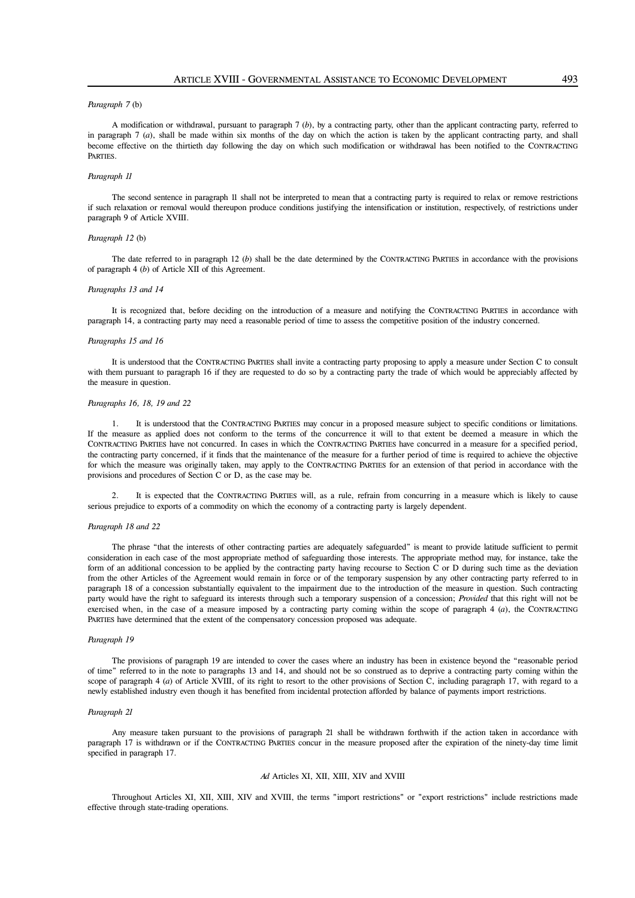*Paragraph 7* (b)

A modification or withdrawal, pursuant to paragraph 7 (*b*), by a contracting party, other than the applicant contracting party, referred to in paragraph 7 (*a*), shall be made within six months of the day on which the action is taken by the applicant contracting party, and shall become effective on the thirtieth day following the day on which such modification or withdrawal has been notified to the CONTRACTING PARTIES.

*Paragraph 11*

The second sentence in paragraph 11 shall not be interpreted to mean that a contracting party is required to relax or remove restrictions if such relaxation or removal would thereupon produce conditions justifying the intensification or institution, respectively, of restrictions under paragraph 9 of Article XVIII.

*Paragraph 12* (b)

The date referred to in paragraph 12 (*b*) shall be the date determined by the CONTRACTING PARTIES in accordance with the provisions of paragraph 4 (*b*) of Article XII of this Agreement.

*Paragraphs 13 and 14*

It is recognized that, before deciding on the introduction of a measure and notifying the CONTRACTING PARTIES in accordance with paragraph 14, a contracting party may need a reasonable period of time to assess the competitive position of the industry concerned.

*Paragraphs 15 and 16*

It is understood that the CONTRACTING PARTIES shall invite a contracting party proposing to apply a measure under Section C to consult with them pursuant to paragraph 16 if they are requested to do so by a contracting party the trade of which would be appreciably affected by the measure in question.

*Paragraphs 16, 18, 19 and 22*

1. It is understood that the CONTRACTING PARTIES may concur in a proposed measure subject to specific conditions or limitations. If the measure as applied does not conform to the terms of the concurrence it will to that extent be deemed a measure in which the CONTRACTING PARTIES have not concurred. In cases in which the CONTRACTING PARTIES have concurred in a measure for a specified period, the contracting party concerned, if it finds that the maintenance of the measure for a further period of time is required to achieve the objective for which the measure was originally taken, may apply to the CONTRACTING PARTIES for an extension of that period in accordance with the provisions and procedures of Section C or D, as the case may be.

2. It is expected that the CONTRACTING PARTIES will, as a rule, refrain from concurring in a measure which is likely to cause serious prejudice to exports of a commodity on which the economy of a contracting party is largely dependent.

*Paragraph 18 and 22*

The phrase "that the interests of other contracting parties are adequately safeguarded" is meant to provide latitude sufficient to permit consideration in each case of the most appropriate method of safeguarding those interests. The appropriate method may, for instance, take the form of an additional concession to be applied by the contracting party having recourse to Section C or D during such time as the deviation from the other Articles of the Agreement would remain in force or of the temporary suspension by any other contracting party referred to in paragraph 18 of a concession substantially equivalent to the impairment due to the introduction of the measure in question. Such contracting party would have the right to safeguard its interests through such a temporary suspension of a concession; *Provided* that this right will not be exercised when, in the case of a measure imposed by a contracting party coming within the scope of paragraph 4 (*a*), the CONTRACTING PARTIES have determined that the extent of the compensatory concession proposed was adequate.

*Paragraph 19*

The provisions of paragraph 19 are intended to cover the cases where an industry has been in existence beyond the "reasonable period of time" referred to in the note to paragraphs 13 and 14, and should not be so construed as to deprive a contracting party coming within the scope of paragraph 4 (*a*) of Article XVIII, of its right to resort to the other provisions of Section C, including paragraph 17, with regard to a newly established industry even though it has benefited from incidental protection afforded by balance of payments import restrictions.

*Paragraph 21*

Any measure taken pursuant to the provisions of paragraph 21 shall be withdrawn forthwith if the action taken in accordance with paragraph 17 is withdrawn or if the CONTRACTING PARTIES concur in the measure proposed after the expiration of the ninety-day time limit specified in paragraph 17.

*Ad* Articles XI, XII, XIII, XIV and XVIII

Throughout Articles XI, XII, XIII, XIV and XVIII, the terms "import restrictions" or "export restrictions" include restrictions made effective through state-trading operations.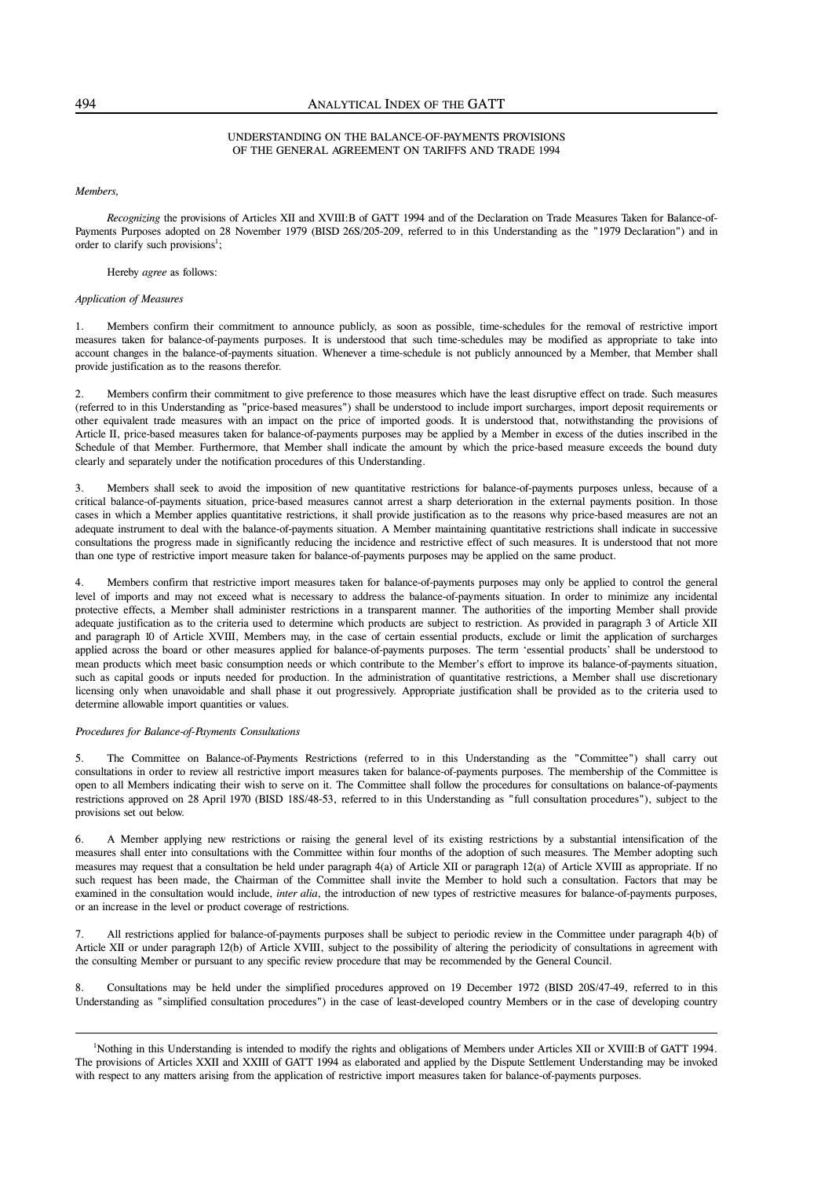UNDERSTANDING ON THE BALANCE-OF-PAYMENTS PROVISIONS
OF THE GENERAL AGREEMENT ON TARIFFS AND TRADE 1994

*Members,*

*Recognizing* the provisions of Articles XII and XVIII:B of GATT 1994 and of the Declaration on Trade Measures Taken for Balance-of-Payments Purposes adopted on 28 November 1979 (BISD 26S/205-209, referred to in this Understanding as the "1979 Declaration") and in order to clarify such provisions[1];

Hereby *agree* as follows:

*Application of Measures*

1. Members confirm their commitment to announce publicly, as soon as possible, time-schedules for the removal of restrictive import measures taken for balance-of-payments purposes. It is understood that such time-schedules may be modified as appropriate to take into account changes in the balance-of-payments situation. Whenever a time-schedule is not publicly announced by a Member, that Member shall provide justification as to the reasons therefor.

2. Members confirm their commitment to give preference to those measures which have the least disruptive effect on trade. Such measures (referred to in this Understanding as "price-based measures") shall be understood to include import surcharges, import deposit requirements or other equivalent trade measures with an impact on the price of imported goods. It is understood that, notwithstanding the provisions of Article II, price-based measures taken for balance-of-payments purposes may be applied by a Member in excess of the duties inscribed in the Schedule of that Member. Furthermore, that Member shall indicate the amount by which the price-based measure exceeds the bound duty clearly and separately under the notification procedures of this Understanding.

3. Members shall seek to avoid the imposition of new quantitative restrictions for balance-of-payments purposes unless, because of a critical balance-of-payments situation, price-based measures cannot arrest a sharp deterioration in the external payments position. In those cases in which a Member applies quantitative restrictions, it shall provide justification as to the reasons why price-based measures are not an adequate instrument to deal with the balance-of-payments situation. A Member maintaining quantitative restrictions shall indicate in successive consultations the progress made in significantly reducing the incidence and restrictive effect of such measures. It is understood that not more than one type of restrictive import measure taken for balance-of-payments purposes may be applied on the same product.

4. Members confirm that restrictive import measures taken for balance-of-payments purposes may only be applied to control the general level of imports and may not exceed what is necessary to address the balance-of-payments situation. In order to minimize any incidental protective effects, a Member shall administer restrictions in a transparent manner. The authorities of the importing Member shall provide adequate justification as to the criteria used to determine which products are subject to restriction. As provided in paragraph 3 of Article XII and paragraph 10 of Article XVIII, Members may, in the case of certain essential products, exclude or limit the application of surcharges applied across the board or other measures applied for balance-of-payments purposes. The term 'essential products' shall be understood to mean products which meet basic consumption needs or which contribute to the Member's effort to improve its balance-of-payments situation, such as capital goods or inputs needed for production. In the administration of quantitative restrictions, a Member shall use discretionary licensing only when unavoidable and shall phase it out progressively. Appropriate justification shall be provided as to the criteria used to determine allowable import quantities or values.

*Procedures for Balance-of-Payments Consultations*

5. The Committee on Balance-of-Payments Restrictions (referred to in this Understanding as the "Committee") shall carry out consultations in order to review all restrictive import measures taken for balance-of-payments purposes. The membership of the Committee is open to all Members indicating their wish to serve on it. The Committee shall follow the procedures for consultations on balance-of-payments restrictions approved on 28 April 1970 (BISD 18S/48-53, referred to in this Understanding as "full consultation procedures"), subject to the provisions set out below.

6. A Member applying new restrictions or raising the general level of its existing restrictions by a substantial intensification of the measures shall enter into consultations with the Committee within four months of the adoption of such measures. The Member adopting such measures may request that a consultation be held under paragraph 4(a) of Article XII or paragraph 12(a) of Article XVIII as appropriate. If no such request has been made, the Chairman of the Committee shall invite the Member to hold such a consultation. Factors that may be examined in the consultation would include, *inter alia*, the introduction of new types of restrictive measures for balance-of-payments purposes, or an increase in the level or product coverage of restrictions.

7. All restrictions applied for balance-of-payments purposes shall be subject to periodic review in the Committee under paragraph 4(b) of Article XII or under paragraph 12(b) of Article XVIII, subject to the possibility of altering the periodicity of consultations in agreement with the consulting Member or pursuant to any specific review procedure that may be recommended by the General Council.

8. Consultations may be held under the simplified procedures approved on 19 December 1972 (BISD 20S/47-49, referred to in this Understanding as "simplified consultation procedures") in the case of least-developed country Members or in the case of developing country

---

[1]Nothing in this Understanding is intended to modify the rights and obligations of Members under Articles XII or XVIII:B of GATT 1994. The provisions of Articles XXII and XXIII of GATT 1994 as elaborated and applied by the Dispute Settlement Understanding may be invoked with respect to any matters arising from the application of restrictive import measures taken for balance-of-payments purposes.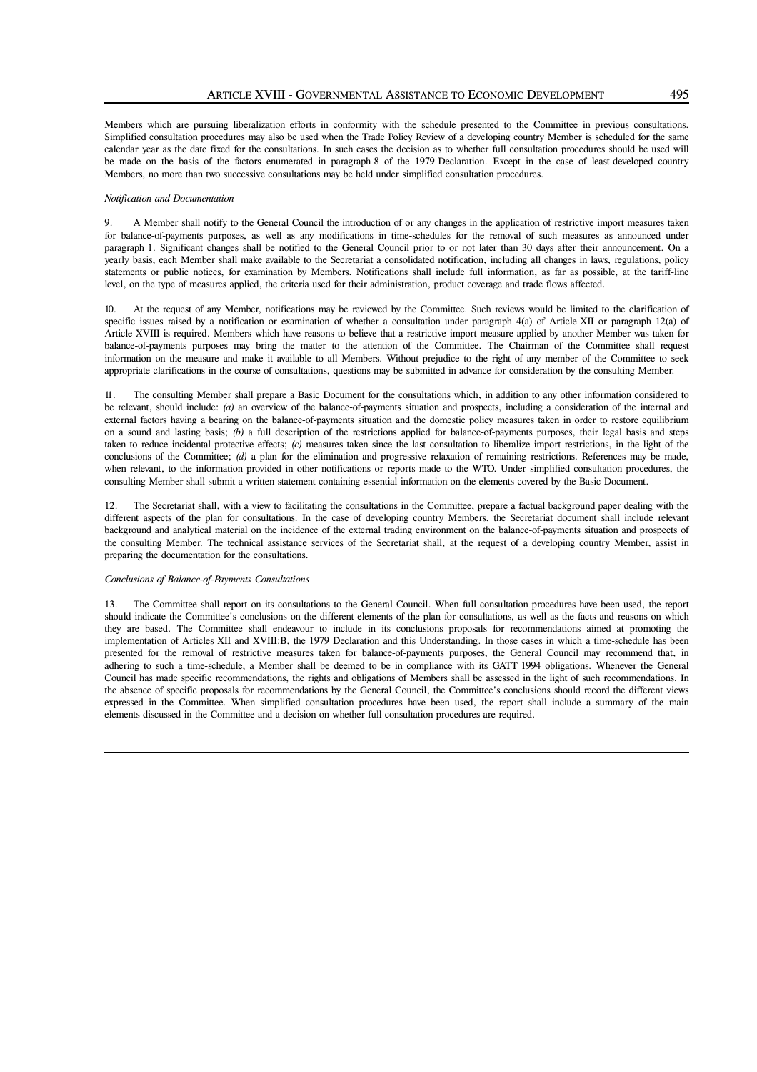Members which are pursuing liberalization efforts in conformity with the schedule presented to the Committee in previous consultations. Simplified consultation procedures may also be used when the Trade Policy Review of a developing country Member is scheduled for the same calendar year as the date fixed for the consultations. In such cases the decision as to whether full consultation procedures should be used will be made on the basis of the factors enumerated in paragraph 8 of the 1979 Declaration. Except in the case of least-developed country Members, no more than two successive consultations may be held under simplified consultation procedures.

*Notification and Documentation*

9. A Member shall notify to the General Council the introduction of or any changes in the application of restrictive import measures taken for balance-of-payments purposes, as well as any modifications in time-schedules for the removal of such measures as announced under paragraph 1. Significant changes shall be notified to the General Council prior to or not later than 30 days after their announcement. On a yearly basis, each Member shall make available to the Secretariat a consolidated notification, including all changes in laws, regulations, policy statements or public notices, for examination by Members. Notifications shall include full information, as far as possible, at the tariff-line level, on the type of measures applied, the criteria used for their administration, product coverage and trade flows affected.

10. At the request of any Member, notifications may be reviewed by the Committee. Such reviews would be limited to the clarification of specific issues raised by a notification or examination of whether a consultation under paragraph 4(a) of Article XII or paragraph 12(a) of Article XVIII is required. Members which have reasons to believe that a restrictive import measure applied by another Member was taken for balance-of-payments purposes may bring the matter to the attention of the Committee. The Chairman of the Committee shall request information on the measure and make it available to all Members. Without prejudice to the right of any member of the Committee to seek appropriate clarifications in the course of consultations, questions may be submitted in advance for consideration by the consulting Member.

11. The consulting Member shall prepare a Basic Document for the consultations which, in addition to any other information considered to be relevant, should include: *(a)* an overview of the balance-of-payments situation and prospects, including a consideration of the internal and external factors having a bearing on the balance-of-payments situation and the domestic policy measures taken in order to restore equilibrium on a sound and lasting basis; *(b)* a full description of the restrictions applied for balance-of-payments purposes, their legal basis and steps taken to reduce incidental protective effects; *(c)* measures taken since the last consultation to liberalize import restrictions, in the light of the conclusions of the Committee; *(d)* a plan for the elimination and progressive relaxation of remaining restrictions. References may be made, when relevant, to the information provided in other notifications or reports made to the WTO. Under simplified consultation procedures, the consulting Member shall submit a written statement containing essential information on the elements covered by the Basic Document.

12. The Secretariat shall, with a view to facilitating the consultations in the Committee, prepare a factual background paper dealing with the different aspects of the plan for consultations. In the case of developing country Members, the Secretariat document shall include relevant background and analytical material on the incidence of the external trading environment on the balance-of-payments situation and prospects of the consulting Member. The technical assistance services of the Secretariat shall, at the request of a developing country Member, assist in preparing the documentation for the consultations.

*Conclusions of Balance-of-Payments Consultations*

13. The Committee shall report on its consultations to the General Council. When full consultation procedures have been used, the report should indicate the Committee's conclusions on the different elements of the plan for consultations, as well as the facts and reasons on which they are based. The Committee shall endeavour to include in its conclusions proposals for recommendations aimed at promoting the implementation of Articles XII and XVIII:B, the 1979 Declaration and this Understanding. In those cases in which a time-schedule has been presented for the removal of restrictive measures taken for balance-of-payments purposes, the General Council may recommend that, in adhering to such a time-schedule, a Member shall be deemed to be in compliance with its GATT 1994 obligations. Whenever the General Council has made specific recommendations, the rights and obligations of Members shall be assessed in the light of such recommendations. In the absence of specific proposals for recommendations by the General Council, the Committee's conclusions should record the different views expressed in the Committee. When simplified consultation procedures have been used, the report shall include a summary of the main elements discussed in the Committee and a decision on whether full consultation procedures are required.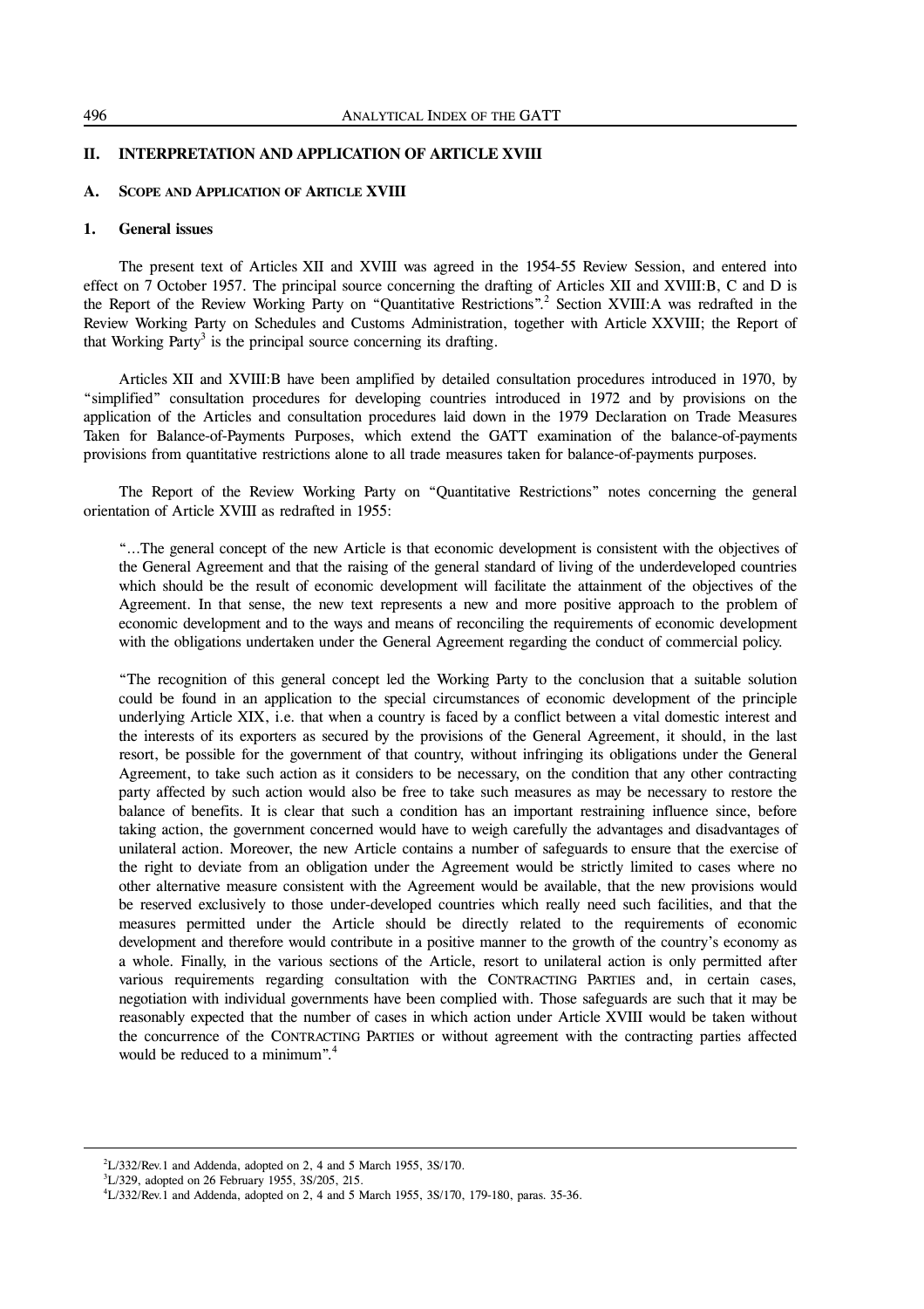## II. INTERPRETATION AND APPLICATION OF ARTICLE XVIII

### A. SCOPE AND APPLICATION OF ARTICLE XVIII

#### 1. General issues

The present text of Articles XII and XVIII was agreed in the 1954-55 Review Session, and entered into effect on 7 October 1957. The principal source concerning the drafting of Articles XII and XVIII:B, C and D is the Report of the Review Working Party on "Quantitative Restrictions".[2] Section XVIII:A was redrafted in the Review Working Party on Schedules and Customs Administration, together with Article XXVIII; the Report of that Working Party[3] is the principal source concerning its drafting.

Articles XII and XVIII:B have been amplified by detailed consultation procedures introduced in 1970, by "simplified" consultation procedures for developing countries introduced in 1972 and by provisions on the application of the Articles and consultation procedures laid down in the 1979 Declaration on Trade Measures Taken for Balance-of-Payments Purposes, which extend the GATT examination of the balance-of-payments provisions from quantitative restrictions alone to all trade measures taken for balance-of-payments purposes.

The Report of the Review Working Party on "Quantitative Restrictions" notes concerning the general orientation of Article XVIII as redrafted in 1955:

> "…The general concept of the new Article is that economic development is consistent with the objectives of the General Agreement and that the raising of the general standard of living of the underdeveloped countries which should be the result of economic development will facilitate the attainment of the objectives of the Agreement. In that sense, the new text represents a new and more positive approach to the problem of economic development and to the ways and means of reconciling the requirements of economic development with the obligations undertaken under the General Agreement regarding the conduct of commercial policy.
>
> "The recognition of this general concept led the Working Party to the conclusion that a suitable solution could be found in an application to the special circumstances of economic development of the principle underlying Article XIX, i.e. that when a country is faced by a conflict between a vital domestic interest and the interests of its exporters as secured by the provisions of the General Agreement, it should, in the last resort, be possible for the government of that country, without infringing its obligations under the General Agreement, to take such action as it considers to be necessary, on the condition that any other contracting party affected by such action would also be free to take such measures as may be necessary to restore the balance of benefits. It is clear that such a condition has an important restraining influence since, before taking action, the government concerned would have to weigh carefully the advantages and disadvantages of unilateral action. Moreover, the new Article contains a number of safeguards to ensure that the exercise of the right to deviate from an obligation under the Agreement would be strictly limited to cases where no other alternative measure consistent with the Agreement would be available, that the new provisions would be reserved exclusively to those under-developed countries which really need such facilities, and that the measures permitted under the Article should be directly related to the requirements of economic development and therefore would contribute in a positive manner to the growth of the country's economy as a whole. Finally, in the various sections of the Article, resort to unilateral action is only permitted after various requirements regarding consultation with the CONTRACTING PARTIES and, in certain cases, negotiation with individual governments have been complied with. Those safeguards are such that it may be reasonably expected that the number of cases in which action under Article XVIII would be taken without the concurrence of the CONTRACTING PARTIES or without agreement with the contracting parties affected would be reduced to a minimum".[4]

---

[2] L/332/Rev.1 and Addenda, adopted on 2, 4 and 5 March 1955, 3S/170.

[3] L/329, adopted on 26 February 1955, 3S/205, 215.

[4] L/332/Rev.1 and Addenda, adopted on 2, 4 and 5 March 1955, 3S/170, 179-180, paras. 35-36.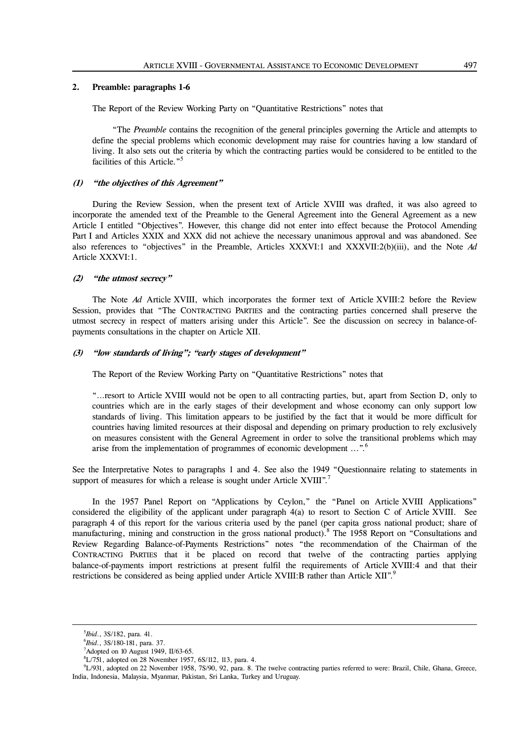## 2. Preamble: paragraphs 1-6

The Report of the Review Working Party on "Quantitative Restrictions" notes that

> "The *Preamble* contains the recognition of the general principles governing the Article and attempts to define the special problems which economic development may raise for countries having a low standard of living. It also sets out the criteria by which the contracting parties would be considered to be entitled to the facilities of this Article."[5]

### *(1) "the objectives of this Agreement"*

During the Review Session, when the present text of Article XVIII was drafted, it was also agreed to incorporate the amended text of the Preamble to the General Agreement into the General Agreement as a new Article I entitled "Objectives". However, this change did not enter into effect because the Protocol Amending Part I and Articles XXIX and XXX did not achieve the necessary unanimous approval and was abandoned. See also references to "objectives" in the Preamble, Articles XXXVI:1 and XXXVII:2(b)(iii), and the Note *Ad* Article XXXVI:1.

### *(2) "the utmost secrecy"*

The Note *Ad* Article XVIII, which incorporates the former text of Article XVIII:2 before the Review Session, provides that "The CONTRACTING PARTIES and the contracting parties concerned shall preserve the utmost secrecy in respect of matters arising under this Article". See the discussion on secrecy in balance-of-payments consultations in the chapter on Article XII.

### *(3) "low standards of living"; "early stages of development"*

The Report of the Review Working Party on "Quantitative Restrictions" notes that

> "…resort to Article XVIII would not be open to all contracting parties, but, apart from Section D, only to countries which are in the early stages of their development and whose economy can only support low standards of living. This limitation appears to be justified by the fact that it would be more difficult for countries having limited resources at their disposal and depending on primary production to rely exclusively on measures consistent with the General Agreement in order to solve the transitional problems which may arise from the implementation of programmes of economic development …".[6]

See the Interpretative Notes to paragraphs 1 and 4. See also the 1949 "Questionnaire relating to statements in support of measures for which a release is sought under Article XVIII".[7]

In the 1957 Panel Report on "Applications by Ceylon," the "Panel on Article XVIII Applications" considered the eligibility of the applicant under paragraph 4(a) to resort to Section C of Article XVIII. See paragraph 4 of this report for the various criteria used by the panel (per capita gross national product; share of manufacturing, mining and construction in the gross national product).[8] The 1958 Report on "Consultations and Review Regarding Balance-of-Payments Restrictions" notes "the recommendation of the Chairman of the CONTRACTING PARTIES that it be placed on record that twelve of the contracting parties applying balance-of-payments import restrictions at present fulfil the requirements of Article XVIII:4 and that their restrictions be considered as being applied under Article XVIII:B rather than Article XII".[9]

---

[5] *Ibid.*, 3S/182, para. 41.

[6] *Ibid.*, 3S/180-181, para. 37.

[7] Adopted on 10 August 1949, II/63-65.

[8] L/751, adopted on 28 November 1957, 6S/112, 113, para. 4.

[9] L/931, adopted on 22 November 1958, 7S/90, 92, para. 8. The twelve contracting parties referred to were: Brazil, Chile, Ghana, Greece, India, Indonesia, Malaysia, Myanmar, Pakistan, Sri Lanka, Turkey and Uruguay.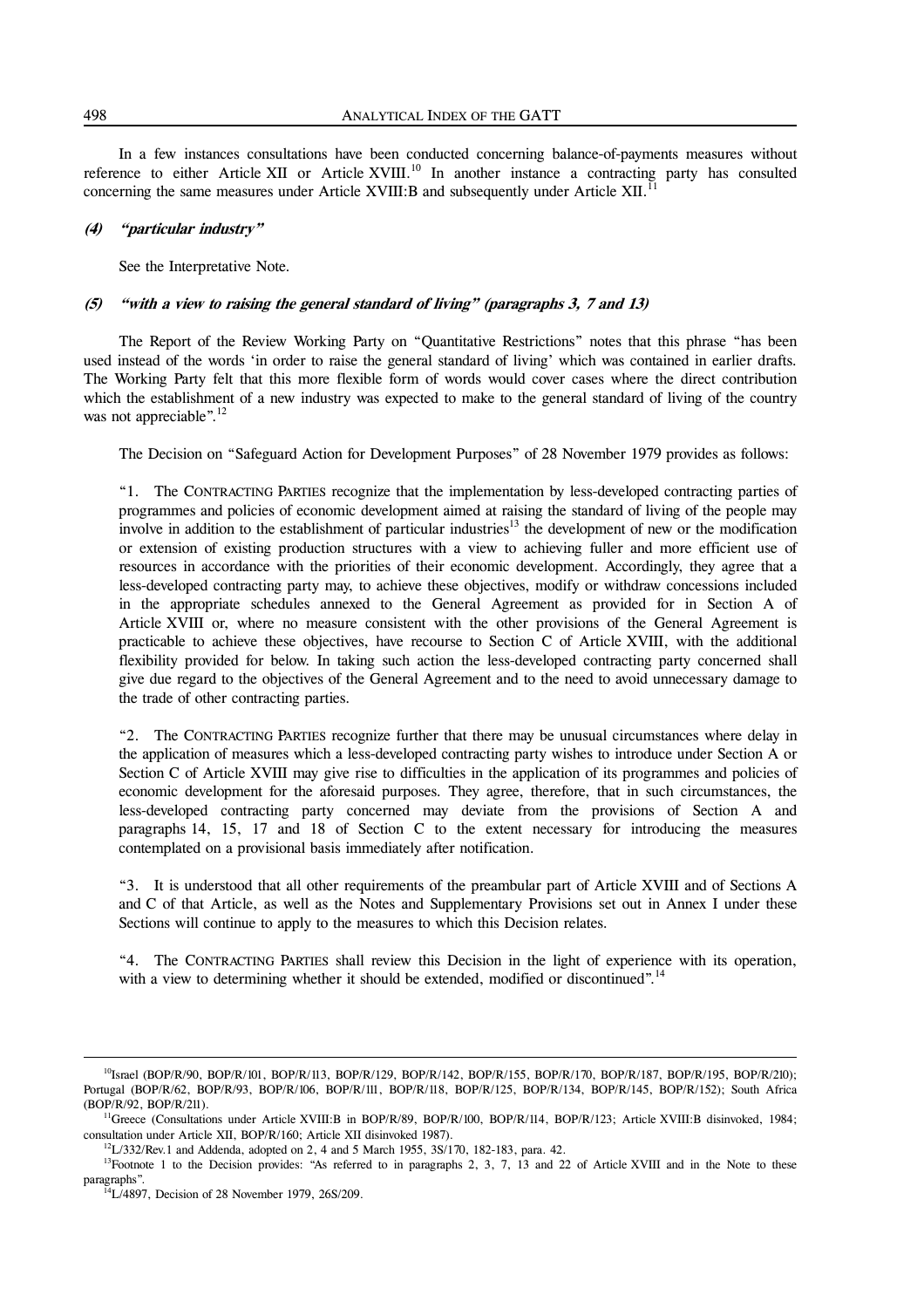In a few instances consultations have been conducted concerning balance-of-payments measures without reference to either Article XII or Article XVIII.[10] In another instance a contracting party has consulted concerning the same measures under Article XVIII:B and subsequently under Article XII.[11]

#### *(4) "particular industry"*

See the Interpretative Note.

#### *(5) "with a view to raising the general standard of living" (paragraphs 3, 7 and 13)*

The Report of the Review Working Party on "Quantitative Restrictions" notes that this phrase "has been used instead of the words 'in order to raise the general standard of living' which was contained in earlier drafts. The Working Party felt that this more flexible form of words would cover cases where the direct contribution which the establishment of a new industry was expected to make to the general standard of living of the country was not appreciable".[12]

The Decision on "Safeguard Action for Development Purposes" of 28 November 1979 provides as follows:

"1. The CONTRACTING PARTIES recognize that the implementation by less-developed contracting parties of programmes and policies of economic development aimed at raising the standard of living of the people may involve in addition to the establishment of particular industries[13] the development of new or the modification or extension of existing production structures with a view to achieving fuller and more efficient use of resources in accordance with the priorities of their economic development. Accordingly, they agree that a less-developed contracting party may, to achieve these objectives, modify or withdraw concessions included in the appropriate schedules annexed to the General Agreement as provided for in Section A of Article XVIII or, where no measure consistent with the other provisions of the General Agreement is practicable to achieve these objectives, have recourse to Section C of Article XVIII, with the additional flexibility provided for below. In taking such action the less-developed contracting party concerned shall give due regard to the objectives of the General Agreement and to the need to avoid unnecessary damage to the trade of other contracting parties.

"2. The CONTRACTING PARTIES recognize further that there may be unusual circumstances where delay in the application of measures which a less-developed contracting party wishes to introduce under Section A or Section C of Article XVIII may give rise to difficulties in the application of its programmes and policies of economic development for the aforesaid purposes. They agree, therefore, that in such circumstances, the less-developed contracting party concerned may deviate from the provisions of Section A and paragraphs 14, 15, 17 and 18 of Section C to the extent necessary for introducing the measures contemplated on a provisional basis immediately after notification.

"3. It is understood that all other requirements of the preambular part of Article XVIII and of Sections A and C of that Article, as well as the Notes and Supplementary Provisions set out in Annex I under these Sections will continue to apply to the measures to which this Decision relates.

"4. The CONTRACTING PARTIES shall review this Decision in the light of experience with its operation, with a view to determining whether it should be extended, modified or discontinued".[14]

---

[10] Israel (BOP/R/90, BOP/R/101, BOP/R/113, BOP/R/129, BOP/R/142, BOP/R/155, BOP/R/170, BOP/R/187, BOP/R/195, BOP/R/210); Portugal (BOP/R/62, BOP/R/93, BOP/R/106, BOP/R/111, BOP/R/118, BOP/R/125, BOP/R/134, BOP/R/145, BOP/R/152); South Africa (BOP/R/92, BOP/R/211).

[11] Greece (Consultations under Article XVIII:B in BOP/R/89, BOP/R/100, BOP/R/114, BOP/R/123; Article XVIII:B disinvoked, 1984; consultation under Article XII, BOP/R/160; Article XII disinvoked 1987).

[12] L/332/Rev.1 and Addenda, adopted on 2, 4 and 5 March 1955, 3S/170, 182-183, para. 42.

[13] Footnote 1 to the Decision provides: "As referred to in paragraphs 2, 3, 7, 13 and 22 of Article XVIII and in the Note to these paragraphs".

[14] L/4897, Decision of 28 November 1979, 26S/209.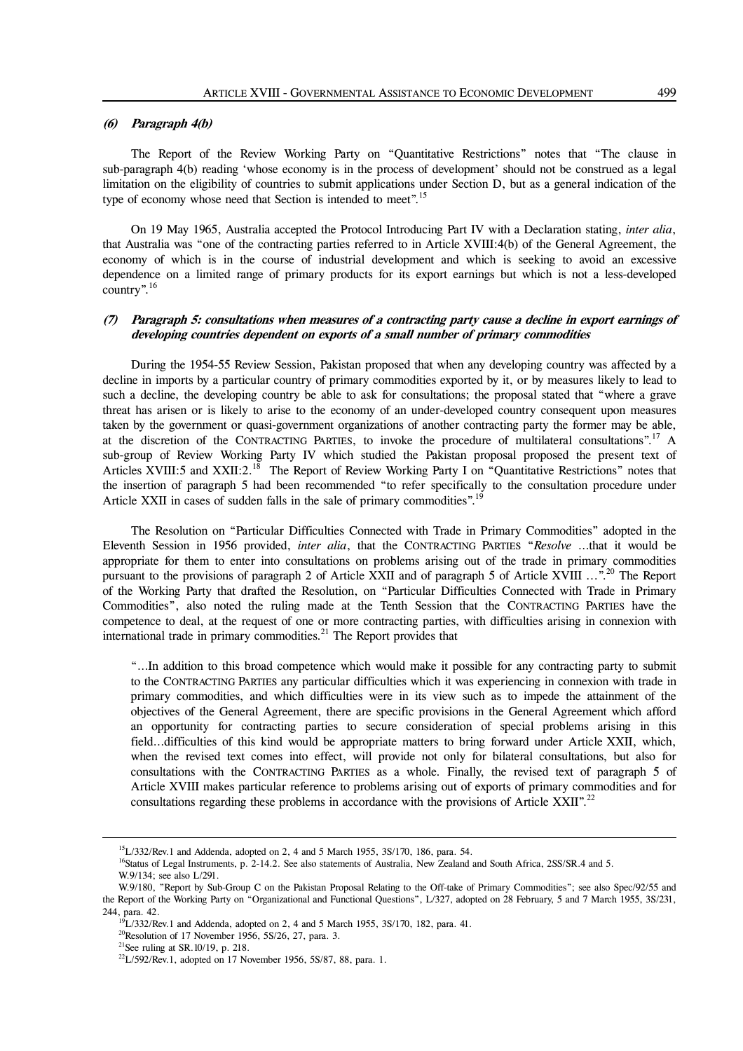#### *(6) Paragraph 4(b)*

The Report of the Review Working Party on "Quantitative Restrictions" notes that "The clause in sub-paragraph 4(b) reading 'whose economy is in the process of development' should not be construed as a legal limitation on the eligibility of countries to submit applications under Section D, but as a general indication of the type of economy whose need that Section is intended to meet".[15]

On 19 May 1965, Australia accepted the Protocol Introducing Part IV with a Declaration stating, *inter alia*, that Australia was "one of the contracting parties referred to in Article XVIII:4(b) of the General Agreement, the economy of which is in the course of industrial development and which is seeking to avoid an excessive dependence on a limited range of primary products for its export earnings but which is not a less-developed country".[16]

#### *(7) Paragraph 5: consultations when measures of a contracting party cause a decline in export earnings of developing countries dependent on exports of a small number of primary commodities*

During the 1954-55 Review Session, Pakistan proposed that when any developing country was affected by a decline in imports by a particular country of primary commodities exported by it, or by measures likely to lead to such a decline, the developing country be able to ask for consultations; the proposal stated that "where a grave threat has arisen or is likely to arise to the economy of an under-developed country consequent upon measures taken by the government or quasi-government organizations of another contracting party the former may be able, at the discretion of the CONTRACTING PARTIES, to invoke the procedure of multilateral consultations".[17] A sub-group of Review Working Party IV which studied the Pakistan proposal proposed the present text of Articles XVIII:5 and XXII:2.[18] The Report of Review Working Party I on "Quantitative Restrictions" notes that the insertion of paragraph 5 had been recommended "to refer specifically to the consultation procedure under Article XXII in cases of sudden falls in the sale of primary commodities".[19]

The Resolution on "Particular Difficulties Connected with Trade in Primary Commodities" adopted in the Eleventh Session in 1956 provided, *inter alia*, that the CONTRACTING PARTIES "*Resolve* ...that it would be appropriate for them to enter into consultations on problems arising out of the trade in primary commodities pursuant to the provisions of paragraph 2 of Article XXII and of paragraph 5 of Article XVIII ...".[20] The Report of the Working Party that drafted the Resolution, on "Particular Difficulties Connected with Trade in Primary Commodities", also noted the ruling made at the Tenth Session that the CONTRACTING PARTIES have the competence to deal, at the request of one or more contracting parties, with difficulties arising in connexion with international trade in primary commodities.[21] The Report provides that

> "...In addition to this broad competence which would make it possible for any contracting party to submit to the CONTRACTING PARTIES any particular difficulties which it was experiencing in connexion with trade in primary commodities, and which difficulties were in its view such as to impede the attainment of the objectives of the General Agreement, there are specific provisions in the General Agreement which afford an opportunity for contracting parties to secure consideration of special problems arising in this field...difficulties of this kind would be appropriate matters to bring forward under Article XXII, which, when the revised text comes into effect, will provide not only for bilateral consultations, but also for consultations with the CONTRACTING PARTIES as a whole. Finally, the revised text of paragraph 5 of Article XVIII makes particular reference to problems arising out of exports of primary commodities and for consultations regarding these problems in accordance with the provisions of Article XXII".[22]

---

[15] L/332/Rev.1 and Addenda, adopted on 2, 4 and 5 March 1955, 3S/170, 186, para. 54.

[16] Status of Legal Instruments, p. 2-14.2. See also statements of Australia, New Zealand and South Africa, 2SS/SR.4 and 5.

[17] W.9/134; see also L/291.

[18] W.9/180, "Report by Sub-Group C on the Pakistan Proposal Relating to the Off-take of Primary Commodities"; see also Spec/92/55 and the Report of the Working Party on "Organizational and Functional Questions", L/327, adopted on 28 February, 5 and 7 March 1955, 3S/231, 244, para. 42.

[19] L/332/Rev.1 and Addenda, adopted on 2, 4 and 5 March 1955, 3S/170, 182, para. 41.

[20] Resolution of 17 November 1956, 5S/26, 27, para. 3.

[21] See ruling at SR.10/19, p. 218.

[22] L/592/Rev.1, adopted on 17 November 1956, 5S/87, 88, para. 1.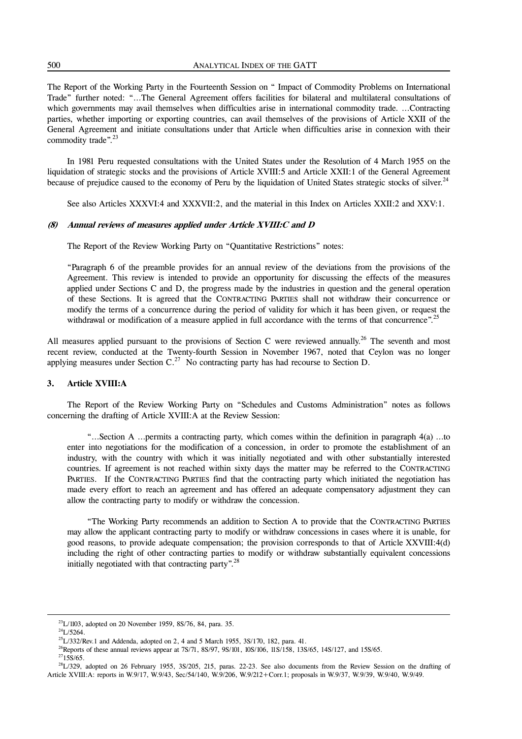The Report of the Working Party in the Fourteenth Session on " Impact of Commodity Problems on International Trade" further noted: "…The General Agreement offers facilities for bilateral and multilateral consultations of which governments may avail themselves when difficulties arise in international commodity trade. …Contracting parties, whether importing or exporting countries, can avail themselves of the provisions of Article XXII of the General Agreement and initiate consultations under that Article when difficulties arise in connexion with their commodity trade".[23]

In 1981 Peru requested consultations with the United States under the Resolution of 4 March 1955 on the liquidation of strategic stocks and the provisions of Article XVIII:5 and Article XXII:1 of the General Agreement because of prejudice caused to the economy of Peru by the liquidation of United States strategic stocks of silver.[24]

See also Articles XXXVI:4 and XXXVII:2, and the material in this Index on Articles XXII:2 and XXV:1.

#### *(8) Annual reviews of measures applied under Article XVIII:C and D*

The Report of the Review Working Party on "Quantitative Restrictions" notes:

> "Paragraph 6 of the preamble provides for an annual review of the deviations from the provisions of the Agreement. This review is intended to provide an opportunity for discussing the effects of the measures applied under Sections C and D, the progress made by the industries in question and the general operation of these Sections. It is agreed that the CONTRACTING PARTIES shall not withdraw their concurrence or modify the terms of a concurrence during the period of validity for which it has been given, or request the withdrawal or modification of a measure applied in full accordance with the terms of that concurrence".[25]

All measures applied pursuant to the provisions of Section C were reviewed annually.[26] The seventh and most recent review, conducted at the Twenty-fourth Session in November 1967, noted that Ceylon was no longer applying measures under Section C.[27] No contracting party has had recourse to Section D.

### 3. Article XVIII:A

The Report of the Review Working Party on "Schedules and Customs Administration" notes as follows concerning the drafting of Article XVIII:A at the Review Session:

> "…Section A …permits a contracting party, which comes within the definition in paragraph 4(a) …to enter into negotiations for the modification of a concession, in order to promote the establishment of an industry, with the country with which it was initially negotiated and with other substantially interested countries. If agreement is not reached within sixty days the matter may be referred to the CONTRACTING PARTIES. If the CONTRACTING PARTIES find that the contracting party which initiated the negotiation has made every effort to reach an agreement and has offered an adequate compensatory adjustment they can allow the contracting party to modify or withdraw the concession.
>
> "The Working Party recommends an addition to Section A to provide that the CONTRACTING PARTIES may allow the applicant contracting party to modify or withdraw concessions in cases where it is unable, for good reasons, to provide adequate compensation; the provision corresponds to that of Article XXVIII:4(d) including the right of other contracting parties to modify or withdraw substantially equivalent concessions initially negotiated with that contracting party".[28]

---

[23] L/1103, adopted on 20 November 1959, 8S/76, 84, para. 35.

[24] L/5264.

[25] L/332/Rev.1 and Addenda, adopted on 2, 4 and 5 March 1955, 3S/170, 182, para. 41.

[26] Reports of these annual reviews appear at 7S/71, 8S/97, 9S/101, 10S/106, 11S/158, 13S/65, 14S/127, and 15S/65.

[27] 15S/65.

[28] L/329, adopted on 26 February 1955, 3S/205, 215, paras. 22-23. See also documents from the Review Session on the drafting of Article XVIII:A: reports in W.9/17, W.9/43, Sec/54/140, W.9/206, W.9/212+Corr.1; proposals in W.9/37, W.9/39, W.9/40, W.9/49.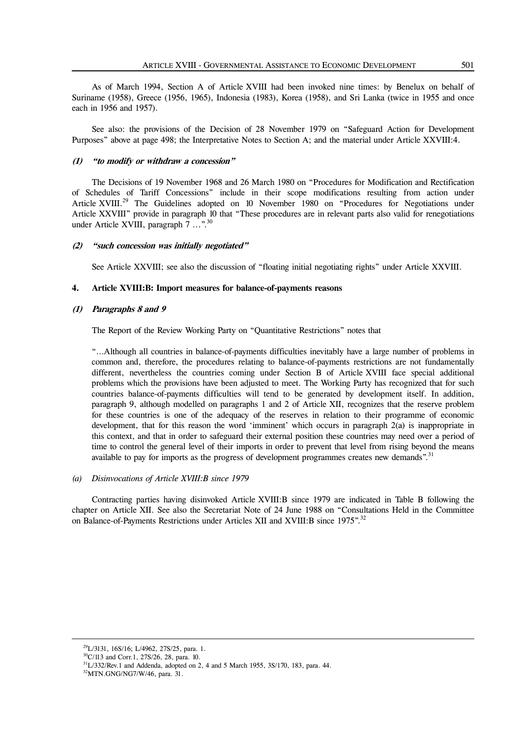As of March 1994, Section A of Article XVIII had been invoked nine times: by Benelux on behalf of Suriname (1958), Greece (1956, 1965), Indonesia (1983), Korea (1958), and Sri Lanka (twice in 1955 and once each in 1956 and 1957).

See also: the provisions of the Decision of 28 November 1979 on "Safeguard Action for Development Purposes" above at page 498; the Interpretative Notes to Section A; and the material under Article XXVIII:4.

#### *(1) "to modify or withdraw a concession"*

The Decisions of 19 November 1968 and 26 March 1980 on "Procedures for Modification and Rectification of Schedules of Tariff Concessions" include in their scope modifications resulting from action under Article XVIII.[29] The Guidelines adopted on 10 November 1980 on "Procedures for Negotiations under Article XXVIII" provide in paragraph 10 that "These procedures are in relevant parts also valid for renegotiations under Article XVIII, paragraph 7 …".[30]

#### *(2) "such concession was initially negotiated"*

See Article XXVIII; see also the discussion of "floating initial negotiating rights" under Article XXVIII.

### 4. Article XVIII:B: Import measures for balance-of-payments reasons

#### *(1) Paragraphs 8 and 9*

The Report of the Review Working Party on "Quantitative Restrictions" notes that

"…Although all countries in balance-of-payments difficulties inevitably have a large number of problems in common and, therefore, the procedures relating to balance-of-payments restrictions are not fundamentally different, nevertheless the countries coming under Section B of Article XVIII face special additional problems which the provisions have been adjusted to meet. The Working Party has recognized that for such countries balance-of-payments difficulties will tend to be generated by development itself. In addition, paragraph 9, although modelled on paragraphs 1 and 2 of Article XII, recognizes that the reserve problem for these countries is one of the adequacy of the reserves in relation to their programme of economic development, that for this reason the word 'imminent' which occurs in paragraph 2(a) is inappropriate in this context, and that in order to safeguard their external position these countries may need over a period of time to control the general level of their imports in order to prevent that level from rising beyond the means available to pay for imports as the progress of development programmes creates new demands".[31]

#### *(a) Disinvocations of Article XVIII:B since 1979*

Contracting parties having disinvoked Article XVIII:B since 1979 are indicated in Table B following the chapter on Article XII. See also the Secretariat Note of 24 June 1988 on "Consultations Held in the Committee on Balance-of-Payments Restrictions under Articles XII and XVIII:B since 1975".[32]

---

[29] L/3131, 16S/16; L/4962, 27S/25, para. 1.
[30] C/113 and Corr.1, 27S/26, 28, para. 10.
[31] L/332/Rev.1 and Addenda, adopted on 2, 4 and 5 March 1955, 3S/170, 183, para. 44.
[32] MTN.GNG/NG7/W/46, para. 31.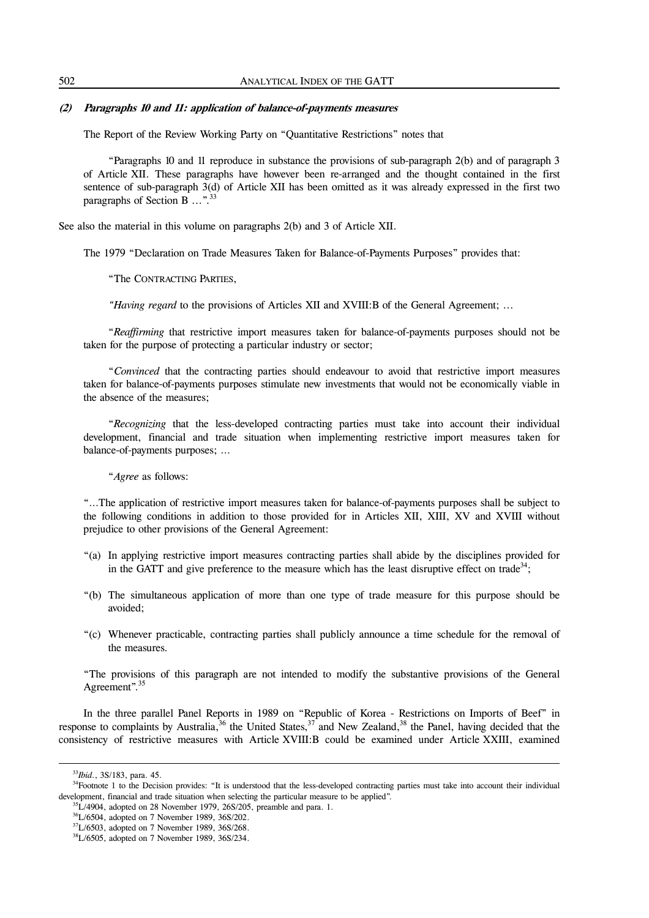### *(2) Paragraphs 10 and 11: application of balance-of-payments measures*

The Report of the Review Working Party on "Quantitative Restrictions" notes that

> "Paragraphs 10 and 11 reproduce in substance the provisions of sub-paragraph 2(b) and of paragraph 3 of Article XII. These paragraphs have however been re-arranged and the thought contained in the first sentence of sub-paragraph 3(d) of Article XII has been omitted as it was already expressed in the first two paragraphs of Section B …".[33]

See also the material in this volume on paragraphs 2(b) and 3 of Article XII.

The 1979 "Declaration on Trade Measures Taken for Balance-of-Payments Purposes" provides that:

> "The CONTRACTING PARTIES,
>
> *"Having regard* to the provisions of Articles XII and XVIII:B of the General Agreement; …
>
> "*Reaffirming* that restrictive import measures taken for balance-of-payments purposes should not be taken for the purpose of protecting a particular industry or sector;
>
> "*Convinced* that the contracting parties should endeavour to avoid that restrictive import measures taken for balance-of-payments purposes stimulate new investments that would not be economically viable in the absence of the measures;
>
> "*Recognizing* that the less-developed contracting parties must take into account their individual development, financial and trade situation when implementing restrictive import measures taken for balance-of-payments purposes; …
>
> "*Agree* as follows:
>
> "…The application of restrictive import measures taken for balance-of-payments purposes shall be subject to the following conditions in addition to those provided for in Articles XII, XIII, XV and XVIII without prejudice to other provisions of the General Agreement:
>
> "(a) In applying restrictive import measures contracting parties shall abide by the disciplines provided for in the GATT and give preference to the measure which has the least disruptive effect on trade[34];
>
> "(b) The simultaneous application of more than one type of trade measure for this purpose should be avoided;
>
> "(c) Whenever practicable, contracting parties shall publicly announce a time schedule for the removal of the measures.
>
> "The provisions of this paragraph are not intended to modify the substantive provisions of the General Agreement".[35]

In the three parallel Panel Reports in 1989 on "Republic of Korea - Restrictions on Imports of Beef" in response to complaints by Australia,[36] the United States,[37] and New Zealand,[38] the Panel, having decided that the consistency of restrictive measures with Article XVIII:B could be examined under Article XXIII, examined

---

[33] *Ibid.*, 3S/183, para. 45.

[34] Footnote 1 to the Decision provides: "It is understood that the less-developed contracting parties must take into account their individual development, financial and trade situation when selecting the particular measure to be applied".

[35] L/4904, adopted on 28 November 1979, 26S/205, preamble and para. 1.

[36] L/6504, adopted on 7 November 1989, 36S/202.

[37] L/6503, adopted on 7 November 1989, 36S/268.

[38] L/6505, adopted on 7 November 1989, 36S/234.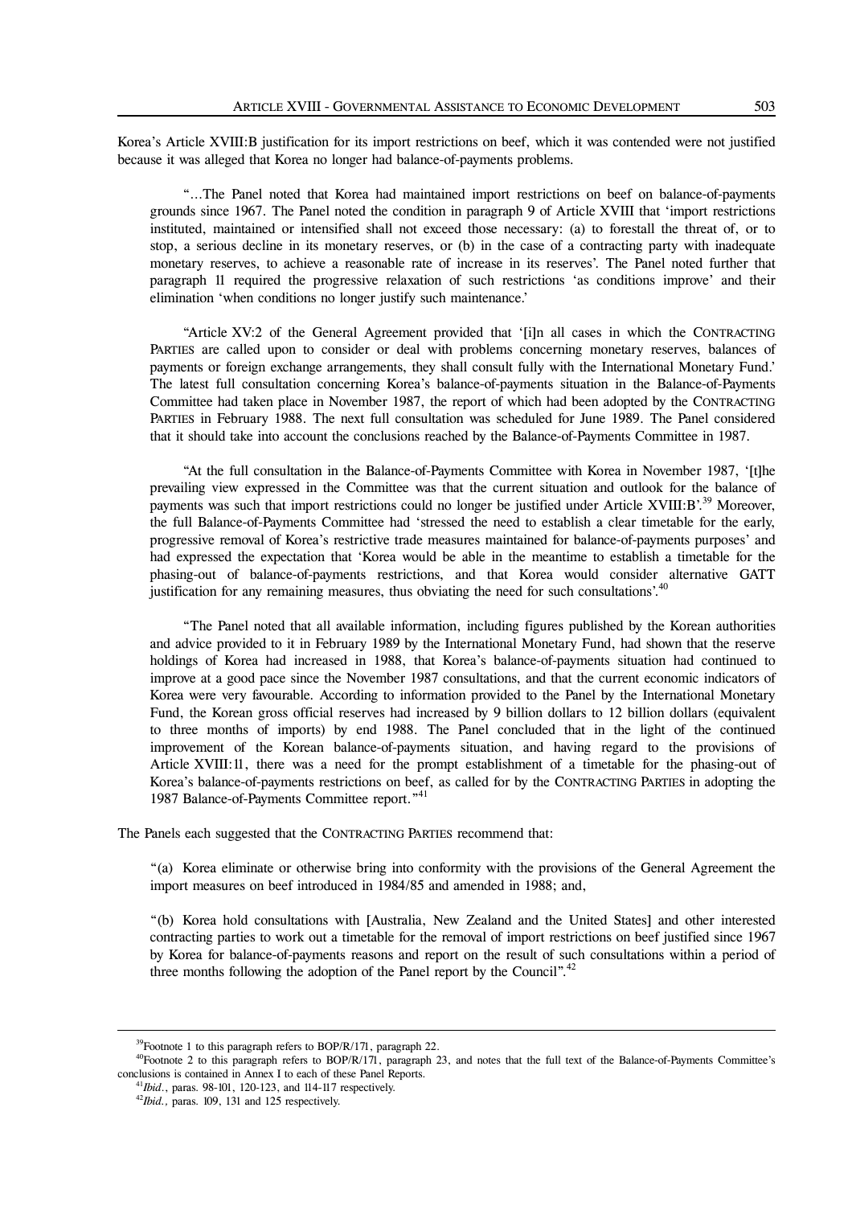Korea's Article XVIII:B justification for its import restrictions on beef, which it was contended were not justified because it was alleged that Korea no longer had balance-of-payments problems.

> "…The Panel noted that Korea had maintained import restrictions on beef on balance-of-payments grounds since 1967. The Panel noted the condition in paragraph 9 of Article XVIII that 'import restrictions instituted, maintained or intensified shall not exceed those necessary: (a) to forestall the threat of, or to stop, a serious decline in its monetary reserves, or (b) in the case of a contracting party with inadequate monetary reserves, to achieve a reasonable rate of increase in its reserves'. The Panel noted further that paragraph 11 required the progressive relaxation of such restrictions 'as conditions improve' and their elimination 'when conditions no longer justify such maintenance.'
>
> "Article XV:2 of the General Agreement provided that '[i]n all cases in which the CONTRACTING PARTIES are called upon to consider or deal with problems concerning monetary reserves, balances of payments or foreign exchange arrangements, they shall consult fully with the International Monetary Fund.' The latest full consultation concerning Korea's balance-of-payments situation in the Balance-of-Payments Committee had taken place in November 1987, the report of which had been adopted by the CONTRACTING PARTIES in February 1988. The next full consultation was scheduled for June 1989. The Panel considered that it should take into account the conclusions reached by the Balance-of-Payments Committee in 1987.
>
> "At the full consultation in the Balance-of-Payments Committee with Korea in November 1987, '[t]he prevailing view expressed in the Committee was that the current situation and outlook for the balance of payments was such that import restrictions could no longer be justified under Article XVIII:B'.[39] Moreover, the full Balance-of-Payments Committee had 'stressed the need to establish a clear timetable for the early, progressive removal of Korea's restrictive trade measures maintained for balance-of-payments purposes' and had expressed the expectation that 'Korea would be able in the meantime to establish a timetable for the phasing-out of balance-of-payments restrictions, and that Korea would consider alternative GATT justification for any remaining measures, thus obviating the need for such consultations'.[40]
>
> "The Panel noted that all available information, including figures published by the Korean authorities and advice provided to it in February 1989 by the International Monetary Fund, had shown that the reserve holdings of Korea had increased in 1988, that Korea's balance-of-payments situation had continued to improve at a good pace since the November 1987 consultations, and that the current economic indicators of Korea were very favourable. According to information provided to the Panel by the International Monetary Fund, the Korean gross official reserves had increased by 9 billion dollars to 12 billion dollars (equivalent to three months of imports) by end 1988. The Panel concluded that in the light of the continued improvement of the Korean balance-of-payments situation, and having regard to the provisions of Article XVIII:11, there was a need for the prompt establishment of a timetable for the phasing-out of Korea's balance-of-payments restrictions on beef, as called for by the CONTRACTING PARTIES in adopting the 1987 Balance-of-Payments Committee report."[41]

The Panels each suggested that the CONTRACTING PARTIES recommend that:

> "(a) Korea eliminate or otherwise bring into conformity with the provisions of the General Agreement the import measures on beef introduced in 1984/85 and amended in 1988; and,
>
> "(b) Korea hold consultations with [Australia, New Zealand and the United States] and other interested contracting parties to work out a timetable for the removal of import restrictions on beef justified since 1967 by Korea for balance-of-payments reasons and report on the result of such consultations within a period of three months following the adoption of the Panel report by the Council".[42]

---

[39] Footnote 1 to this paragraph refers to BOP/R/171, paragraph 22.

[40] Footnote 2 to this paragraph refers to BOP/R/171, paragraph 23, and notes that the full text of the Balance-of-Payments Committee's conclusions is contained in Annex I to each of these Panel Reports.

[41] *Ibid.*, paras. 98-101, 120-123, and 114-117 respectively.

[42] *Ibid.*, paras. 109, 131 and 125 respectively.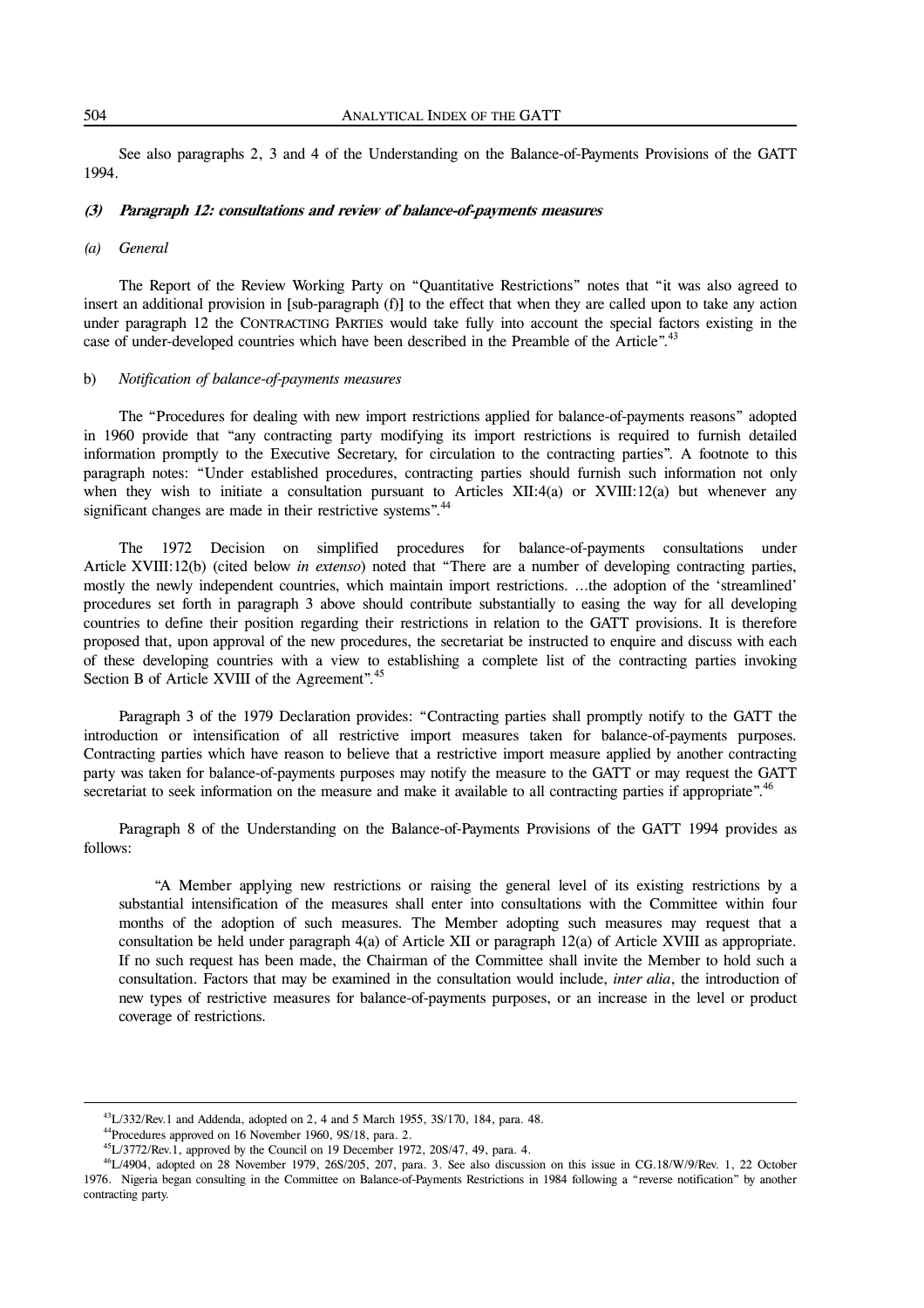See also paragraphs 2, 3 and 4 of the Understanding on the Balance-of-Payments Provisions of the GATT 1994.

#### *(3) Paragraph 12: consultations and review of balance-of-payments measures*

##### *(a) General*

The Report of the Review Working Party on "Quantitative Restrictions" notes that "it was also agreed to insert an additional provision in [sub-paragraph (f)] to the effect that when they are called upon to take any action under paragraph 12 the CONTRACTING PARTIES would take fully into account the special factors existing in the case of under-developed countries which have been described in the Preamble of the Article".[43]

##### b) *Notification of balance-of-payments measures*

The "Procedures for dealing with new import restrictions applied for balance-of-payments reasons" adopted in 1960 provide that "any contracting party modifying its import restrictions is required to furnish detailed information promptly to the Executive Secretary, for circulation to the contracting parties". A footnote to this paragraph notes: "Under established procedures, contracting parties should furnish such information not only when they wish to initiate a consultation pursuant to Articles XII:4(a) or XVIII:12(a) but whenever any significant changes are made in their restrictive systems".[44]

The 1972 Decision on simplified procedures for balance-of-payments consultations under Article XVIII:12(b) (cited below *in extenso*) noted that "There are a number of developing contracting parties, mostly the newly independent countries, which maintain import restrictions. …the adoption of the 'streamlined' procedures set forth in paragraph 3 above should contribute substantially to easing the way for all developing countries to define their position regarding their restrictions in relation to the GATT provisions. It is therefore proposed that, upon approval of the new procedures, the secretariat be instructed to enquire and discuss with each of these developing countries with a view to establishing a complete list of the contracting parties invoking Section B of Article XVIII of the Agreement".[45]

Paragraph 3 of the 1979 Declaration provides: "Contracting parties shall promptly notify to the GATT the introduction or intensification of all restrictive import measures taken for balance-of-payments purposes. Contracting parties which have reason to believe that a restrictive import measure applied by another contracting party was taken for balance-of-payments purposes may notify the measure to the GATT or may request the GATT secretariat to seek information on the measure and make it available to all contracting parties if appropriate".[46]

Paragraph 8 of the Understanding on the Balance-of-Payments Provisions of the GATT 1994 provides as follows:

> "A Member applying new restrictions or raising the general level of its existing restrictions by a substantial intensification of the measures shall enter into consultations with the Committee within four months of the adoption of such measures. The Member adopting such measures may request that a consultation be held under paragraph 4(a) of Article XII or paragraph 12(a) of Article XVIII as appropriate. If no such request has been made, the Chairman of the Committee shall invite the Member to hold such a consultation. Factors that may be examined in the consultation would include, *inter alia*, the introduction of new types of restrictive measures for balance-of-payments purposes, or an increase in the level or product coverage of restrictions.

---

[43] L/332/Rev.1 and Addenda, adopted on 2, 4 and 5 March 1955, 3S/170, 184, para. 48.

[44] Procedures approved on 16 November 1960, 9S/18, para. 2.

[45] L/3772/Rev.1, approved by the Council on 19 December 1972, 20S/47, 49, para. 4.

[46] L/4904, adopted on 28 November 1979, 26S/205, 207, para. 3. See also discussion on this issue in CG.18/W/9/Rev. 1, 22 October 1976. Nigeria began consulting in the Committee on Balance-of-Payments Restrictions in 1984 following a "reverse notification" by another contracting party.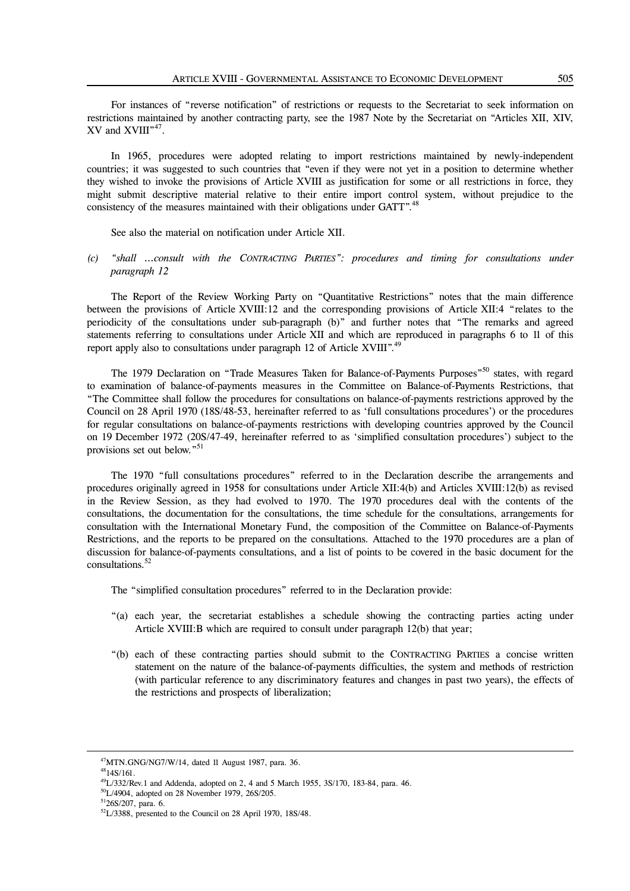For instances of "reverse notification" of restrictions or requests to the Secretariat to seek information on restrictions maintained by another contracting party, see the 1987 Note by the Secretariat on "Articles XII, XIV, XV and XVIII"[47].

In 1965, procedures were adopted relating to import restrictions maintained by newly-independent countries; it was suggested to such countries that "even if they were not yet in a position to determine whether they wished to invoke the provisions of Article XVIII as justification for some or all restrictions in force, they might submit descriptive material relative to their entire import control system, without prejudice to the consistency of the measures maintained with their obligations under GATT".[48]

See also the material on notification under Article XII.

*(c) "shall ...consult with the CONTRACTING PARTIES": procedures and timing for consultations under paragraph 12*

The Report of the Review Working Party on "Quantitative Restrictions" notes that the main difference between the provisions of Article XVIII:12 and the corresponding provisions of Article XII:4 "relates to the periodicity of the consultations under sub-paragraph (b)" and further notes that "The remarks and agreed statements referring to consultations under Article XII and which are reproduced in paragraphs 6 to 11 of this report apply also to consultations under paragraph 12 of Article XVIII".[49]

The 1979 Declaration on "Trade Measures Taken for Balance-of-Payments Purposes"[50] states, with regard to examination of balance-of-payments measures in the Committee on Balance-of-Payments Restrictions, that "The Committee shall follow the procedures for consultations on balance-of-payments restrictions approved by the Council on 28 April 1970 (18S/48-53, hereinafter referred to as 'full consultations procedures') or the procedures for regular consultations on balance-of-payments restrictions with developing countries approved by the Council on 19 December 1972 (20S/47-49, hereinafter referred to as 'simplified consultation procedures') subject to the provisions set out below."[51]

The 1970 "full consultations procedures" referred to in the Declaration describe the arrangements and procedures originally agreed in 1958 for consultations under Article XII:4(b) and Articles XVIII:12(b) as revised in the Review Session, as they had evolved to 1970. The 1970 procedures deal with the contents of the consultations, the documentation for the consultations, the time schedule for the consultations, arrangements for consultation with the International Monetary Fund, the composition of the Committee on Balance-of-Payments Restrictions, and the reports to be prepared on the consultations. Attached to the 1970 procedures are a plan of discussion for balance-of-payments consultations, and a list of points to be covered in the basic document for the consultations.[52]

The "simplified consultation procedures" referred to in the Declaration provide:

"(a) each year, the secretariat establishes a schedule showing the contracting parties acting under Article XVIII:B which are required to consult under paragraph 12(b) that year;

"(b) each of these contracting parties should submit to the CONTRACTING PARTIES a concise written statement on the nature of the balance-of-payments difficulties, the system and methods of restriction (with particular reference to any discriminatory features and changes in past two years), the effects of the restrictions and prospects of liberalization;

---

[47] MTN.GNG/NG7/W/14, dated 11 August 1987, para. 36.

[48] 14S/161.

[49] L/332/Rev.1 and Addenda, adopted on 2, 4 and 5 March 1955, 3S/170, 183-84, para. 46.

[50] L/4904, adopted on 28 November 1979, 26S/205.

[51] 26S/207, para. 6.

[52] L/3388, presented to the Council on 28 April 1970, 18S/48.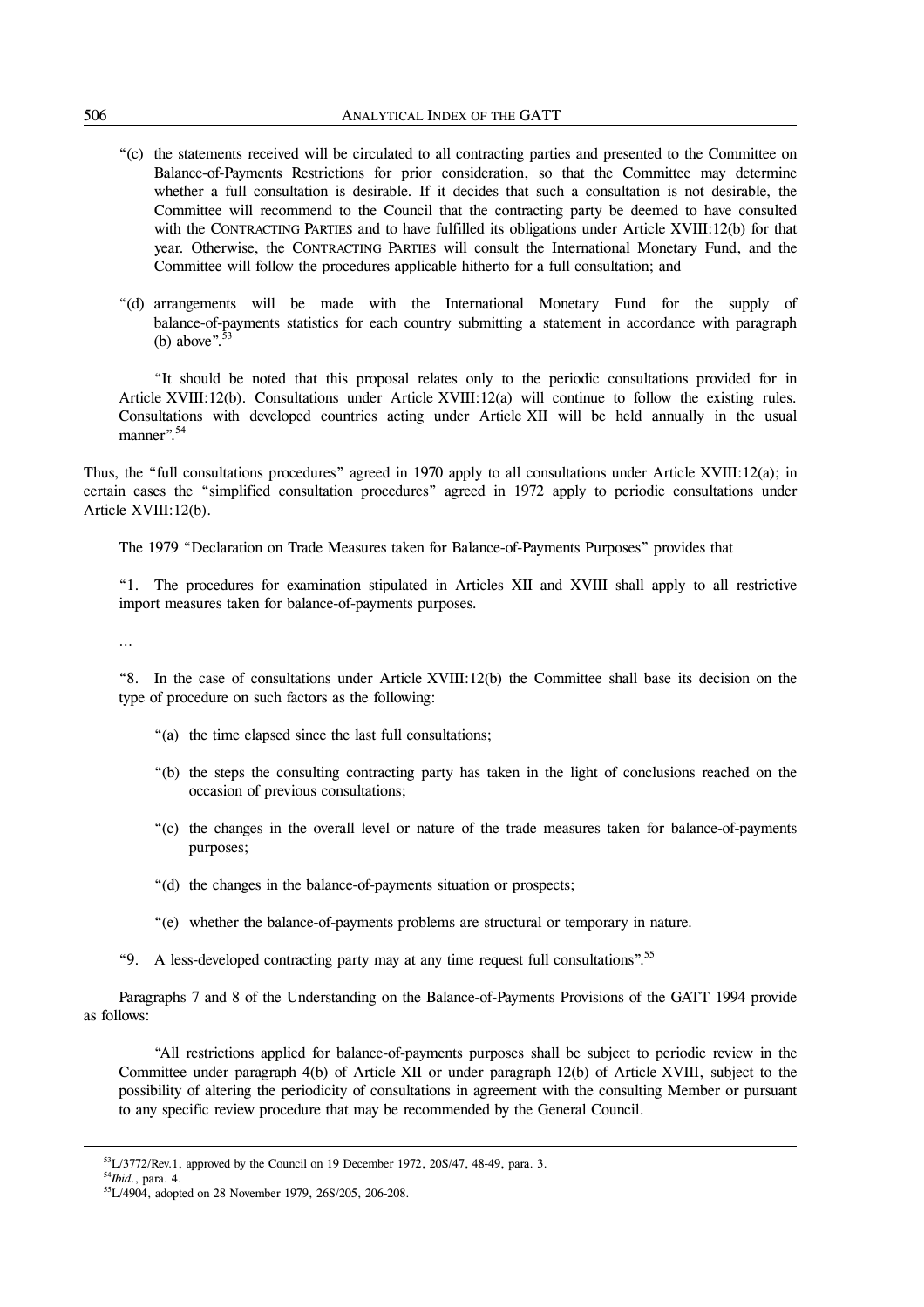"(c) the statements received will be circulated to all contracting parties and presented to the Committee on Balance-of-Payments Restrictions for prior consideration, so that the Committee may determine whether a full consultation is desirable. If it decides that such a consultation is not desirable, the Committee will recommend to the Council that the contracting party be deemed to have consulted with the CONTRACTING PARTIES and to have fulfilled its obligations under Article XVIII:12(b) for that year. Otherwise, the CONTRACTING PARTIES will consult the International Monetary Fund, and the Committee will follow the procedures applicable hitherto for a full consultation; and

"(d) arrangements will be made with the International Monetary Fund for the supply of balance-of-payments statistics for each country submitting a statement in accordance with paragraph (b) above".[53]

"It should be noted that this proposal relates only to the periodic consultations provided for in Article XVIII:12(b). Consultations under Article XVIII:12(a) will continue to follow the existing rules. Consultations with developed countries acting under Article XII will be held annually in the usual manner".[54]

Thus, the "full consultations procedures" agreed in 1970 apply to all consultations under Article XVIII:12(a); in certain cases the "simplified consultation procedures" agreed in 1972 apply to periodic consultations under Article XVIII:12(b).

The 1979 "Declaration on Trade Measures taken for Balance-of-Payments Purposes" provides that

"1. The procedures for examination stipulated in Articles XII and XVIII shall apply to all restrictive import measures taken for balance-of-payments purposes.

...

"8. In the case of consultations under Article XVIII:12(b) the Committee shall base its decision on the type of procedure on such factors as the following:

"(a) the time elapsed since the last full consultations;

"(b) the steps the consulting contracting party has taken in the light of conclusions reached on the occasion of previous consultations;

"(c) the changes in the overall level or nature of the trade measures taken for balance-of-payments purposes;

"(d) the changes in the balance-of-payments situation or prospects;

"(e) whether the balance-of-payments problems are structural or temporary in nature.

"9. A less-developed contracting party may at any time request full consultations".[55]

Paragraphs 7 and 8 of the Understanding on the Balance-of-Payments Provisions of the GATT 1994 provide as follows:

"All restrictions applied for balance-of-payments purposes shall be subject to periodic review in the Committee under paragraph 4(b) of Article XII or under paragraph 12(b) of Article XVIII, subject to the possibility of altering the periodicity of consultations in agreement with the consulting Member or pursuant to any specific review procedure that may be recommended by the General Council.

---

[53] L/3772/Rev.1, approved by the Council on 19 December 1972, 20S/47, 48-49, para. 3.

[54] *Ibid.*, para. 4.

[55] L/4904, adopted on 28 November 1979, 26S/205, 206-208.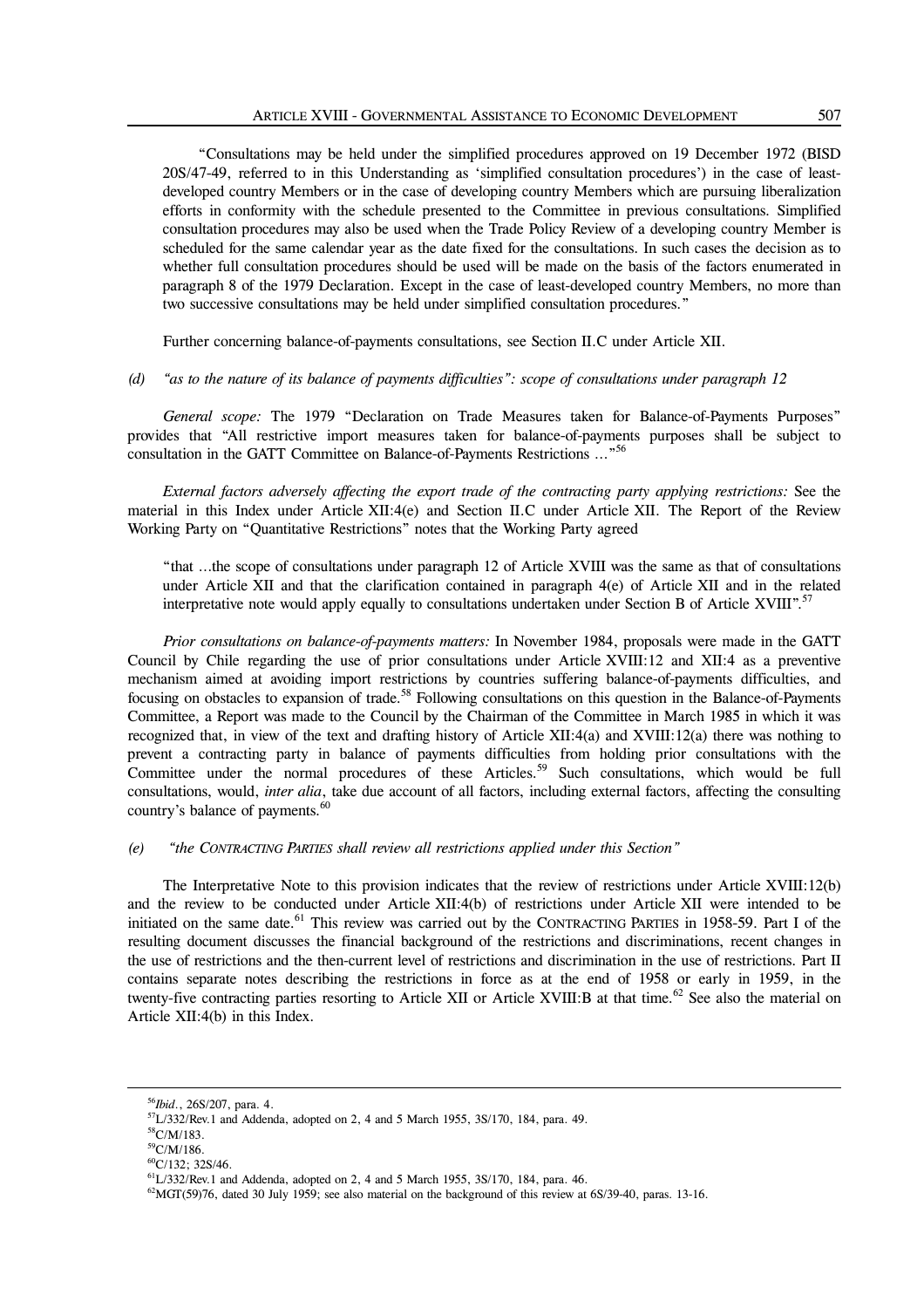"Consultations may be held under the simplified procedures approved on 19 December 1972 (BISD 20S/47-49, referred to in this Understanding as 'simplified consultation procedures') in the case of least-developed country Members or in the case of developing country Members which are pursuing liberalization efforts in conformity with the schedule presented to the Committee in previous consultations. Simplified consultation procedures may also be used when the Trade Policy Review of a developing country Member is scheduled for the same calendar year as the date fixed for the consultations. In such cases the decision as to whether full consultation procedures should be used will be made on the basis of the factors enumerated in paragraph 8 of the 1979 Declaration. Except in the case of least-developed country Members, no more than two successive consultations may be held under simplified consultation procedures."

Further concerning balance-of-payments consultations, see Section II.C under Article XII.

*(d) "as to the nature of its balance of payments difficulties": scope of consultations under paragraph 12*

*General scope:* The 1979 "Declaration on Trade Measures taken for Balance-of-Payments Purposes" provides that "All restrictive import measures taken for balance-of-payments purposes shall be subject to consultation in the GATT Committee on Balance-of-Payments Restrictions ..."[56]

*External factors adversely affecting the export trade of the contracting party applying restrictions:* See the material in this Index under Article XII:4(e) and Section II.C under Article XII. The Report of the Review Working Party on "Quantitative Restrictions" notes that the Working Party agreed

"that ...the scope of consultations under paragraph 12 of Article XVIII was the same as that of consultations under Article XII and that the clarification contained in paragraph 4(e) of Article XII and in the related interpretative note would apply equally to consultations undertaken under Section B of Article XVIII".[57]

*Prior consultations on balance-of-payments matters:* In November 1984, proposals were made in the GATT Council by Chile regarding the use of prior consultations under Article XVIII:12 and XII:4 as a preventive mechanism aimed at avoiding import restrictions by countries suffering balance-of-payments difficulties, and focusing on obstacles to expansion of trade.[58] Following consultations on this question in the Balance-of-Payments Committee, a Report was made to the Council by the Chairman of the Committee in March 1985 in which it was recognized that, in view of the text and drafting history of Article XII:4(a) and XVIII:12(a) there was nothing to prevent a contracting party in balance of payments difficulties from holding prior consultations with the Committee under the normal procedures of these Articles.[59] Such consultations, which would be full consultations, would, *inter alia*, take due account of all factors, including external factors, affecting the consulting country's balance of payments.[60]

*(e) "the CONTRACTING PARTIES shall review all restrictions applied under this Section"*

The Interpretative Note to this provision indicates that the review of restrictions under Article XVIII:12(b) and the review to be conducted under Article XII:4(b) of restrictions under Article XII were intended to be initiated on the same date.[61] This review was carried out by the CONTRACTING PARTIES in 1958-59. Part I of the resulting document discusses the financial background of the restrictions and discriminations, recent changes in the use of restrictions and the then-current level of restrictions and discrimination in the use of restrictions. Part II contains separate notes describing the restrictions in force as at the end of 1958 or early in 1959, in the twenty-five contracting parties resorting to Article XII or Article XVIII:B at that time.[62] See also the material on Article XII:4(b) in this Index.

---

[56] *Ibid.*, 26S/207, para. 4.

[57] L/332/Rev.1 and Addenda, adopted on 2, 4 and 5 March 1955, 3S/170, 184, para. 49.

[58] C/M/183.

[59] C/M/186.

[60] C/132; 32S/46.

[61] L/332/Rev.1 and Addenda, adopted on 2, 4 and 5 March 1955, 3S/170, 184, para. 46.

[62] MGT(59)76, dated 30 July 1959; see also material on the background of this review at 6S/39-40, paras. 13-16.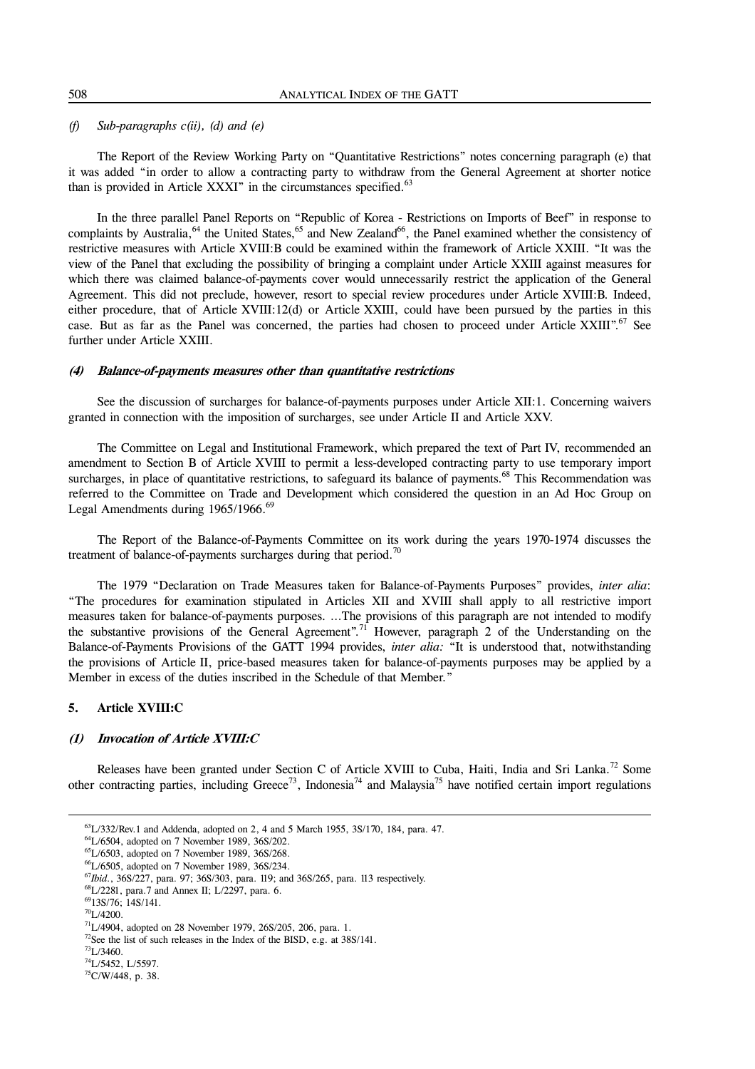*(f) Sub-paragraphs c(ii), (d) and (e)*

The Report of the Review Working Party on "Quantitative Restrictions" notes concerning paragraph (e) that it was added "in order to allow a contracting party to withdraw from the General Agreement at shorter notice than is provided in Article XXXI" in the circumstances specified.[63]

In the three parallel Panel Reports on "Republic of Korea - Restrictions on Imports of Beef" in response to complaints by Australia,[64] the United States,[65] and New Zealand[66], the Panel examined whether the consistency of restrictive measures with Article XVIII:B could be examined within the framework of Article XXIII. "It was the view of the Panel that excluding the possibility of bringing a complaint under Article XXIII against measures for which there was claimed balance-of-payments cover would unnecessarily restrict the application of the General Agreement. This did not preclude, however, resort to special review procedures under Article XVIII:B. Indeed, either procedure, that of Article XVIII:12(d) or Article XXIII, could have been pursued by the parties in this case. But as far as the Panel was concerned, the parties had chosen to proceed under Article XXIII".[67] See further under Article XXIII.

#### *(4) Balance-of-payments measures other than quantitative restrictions*

See the discussion of surcharges for balance-of-payments purposes under Article XII:1. Concerning waivers granted in connection with the imposition of surcharges, see under Article II and Article XXV.

The Committee on Legal and Institutional Framework, which prepared the text of Part IV, recommended an amendment to Section B of Article XVIII to permit a less-developed contracting party to use temporary import surcharges, in place of quantitative restrictions, to safeguard its balance of payments.[68] This Recommendation was referred to the Committee on Trade and Development which considered the question in an Ad Hoc Group on Legal Amendments during 1965/1966.[69]

The Report of the Balance-of-Payments Committee on its work during the years 1970-1974 discusses the treatment of balance-of-payments surcharges during that period.[70]

The 1979 "Declaration on Trade Measures taken for Balance-of-Payments Purposes" provides, *inter alia*: "The procedures for examination stipulated in Articles XII and XVIII shall apply to all restrictive import measures taken for balance-of-payments purposes. ...The provisions of this paragraph are not intended to modify the substantive provisions of the General Agreement".[71] However, paragraph 2 of the Understanding on the Balance-of-Payments Provisions of the GATT 1994 provides, *inter alia:* "It is understood that, notwithstanding the provisions of Article II, price-based measures taken for balance-of-payments purposes may be applied by a Member in excess of the duties inscribed in the Schedule of that Member."

### 5. Article XVIII:C

#### *(1) Invocation of Article XVIII:C*

Releases have been granted under Section C of Article XVIII to Cuba, Haiti, India and Sri Lanka.[72] Some other contracting parties, including Greece[73], Indonesia[74] and Malaysia[75] have notified certain import regulations

---

[63] L/332/Rev.1 and Addenda, adopted on 2, 4 and 5 March 1955, 3S/170, 184, para. 47.
[64] L/6504, adopted on 7 November 1989, 36S/202.
[65] L/6503, adopted on 7 November 1989, 36S/268.
[66] L/6505, adopted on 7 November 1989, 36S/234.
[67] *Ibid.*, 36S/227, para. 97; 36S/303, para. 119; and 36S/265, para. 113 respectively.
[68] L/2281, para.7 and Annex II; L/2297, para. 6.
[69] 13S/76; 14S/141.
[70] L/4200.
[71] L/4904, adopted on 28 November 1979, 26S/205, 206, para. 1.
[72] See the list of such releases in the Index of the BISD, e.g. at 38S/141.
[73] L/3460.
[74] L/5452, L/5597.
[75] C/W/448, p. 38.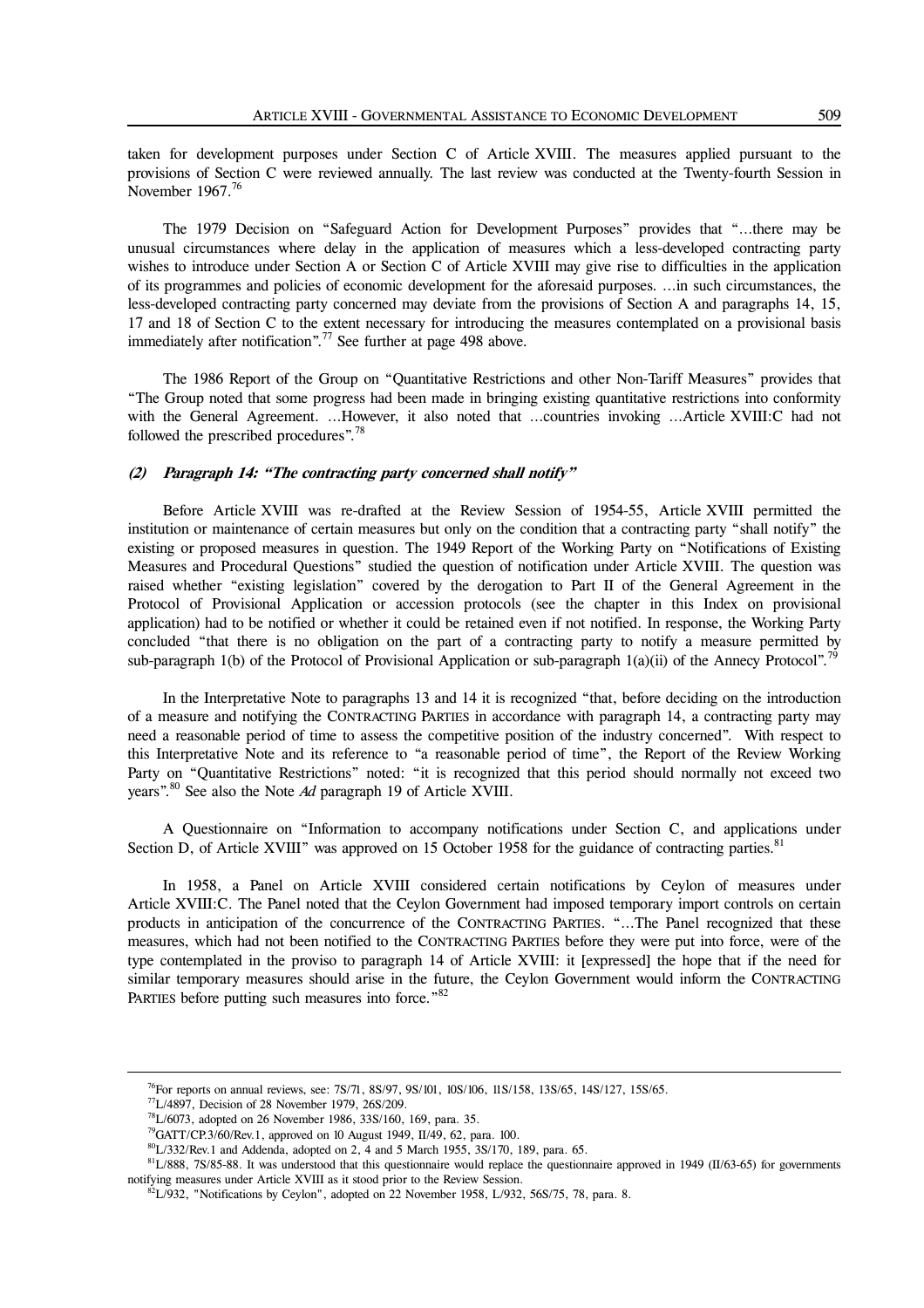taken for development purposes under Section C of Article XVIII. The measures applied pursuant to the provisions of Section C were reviewed annually. The last review was conducted at the Twenty-fourth Session in November 1967.[76]

The 1979 Decision on "Safeguard Action for Development Purposes" provides that "…there may be unusual circumstances where delay in the application of measures which a less-developed contracting party wishes to introduce under Section A or Section C of Article XVIII may give rise to difficulties in the application of its programmes and policies of economic development for the aforesaid purposes. …in such circumstances, the less-developed contracting party concerned may deviate from the provisions of Section A and paragraphs 14, 15, 17 and 18 of Section C to the extent necessary for introducing the measures contemplated on a provisional basis immediately after notification".[77] See further at page 498 above.

The 1986 Report of the Group on "Quantitative Restrictions and other Non-Tariff Measures" provides that "The Group noted that some progress had been made in bringing existing quantitative restrictions into conformity with the General Agreement. …However, it also noted that …countries invoking …Article XVIII:C had not followed the prescribed procedures".[78]

### *(2) Paragraph 14: "The contracting party concerned shall notify"*

Before Article XVIII was re-drafted at the Review Session of 1954-55, Article XVIII permitted the institution or maintenance of certain measures but only on the condition that a contracting party "shall notify" the existing or proposed measures in question. The 1949 Report of the Working Party on "Notifications of Existing Measures and Procedural Questions" studied the question of notification under Article XVIII. The question was raised whether "existing legislation" covered by the derogation to Part II of the General Agreement in the Protocol of Provisional Application or accession protocols (see the chapter in this Index on provisional application) had to be notified or whether it could be retained even if not notified. In response, the Working Party concluded "that there is no obligation on the part of a contracting party to notify a measure permitted by sub-paragraph 1(b) of the Protocol of Provisional Application or sub-paragraph 1(a)(ii) of the Annecy Protocol".[79]

In the Interpretative Note to paragraphs 13 and 14 it is recognized "that, before deciding on the introduction of a measure and notifying the CONTRACTING PARTIES in accordance with paragraph 14, a contracting party may need a reasonable period of time to assess the competitive position of the industry concerned". With respect to this Interpretative Note and its reference to "a reasonable period of time", the Report of the Review Working Party on "Quantitative Restrictions" noted: "it is recognized that this period should normally not exceed two years".[80] See also the Note *Ad* paragraph 19 of Article XVIII.

A Questionnaire on "Information to accompany notifications under Section C, and applications under Section D, of Article XVIII" was approved on 15 October 1958 for the guidance of contracting parties.[81]

In 1958, a Panel on Article XVIII considered certain notifications by Ceylon of measures under Article XVIII:C. The Panel noted that the Ceylon Government had imposed temporary import controls on certain products in anticipation of the concurrence of the CONTRACTING PARTIES. "…The Panel recognized that these measures, which had not been notified to the CONTRACTING PARTIES before they were put into force, were of the type contemplated in the proviso to paragraph 14 of Article XVIII: it [expressed] the hope that if the need for similar temporary measures should arise in the future, the Ceylon Government would inform the CONTRACTING PARTIES before putting such measures into force."[82]

---

[76]For reports on annual reviews, see: 7S/71, 8S/97, 9S/101, 10S/106, 11S/158, 13S/65, 14S/127, 15S/65.

[77]L/4897, Decision of 28 November 1979, 26S/209.

[78]L/6073, adopted on 26 November 1986, 33S/160, 169, para. 35.

[79]GATT/CP.3/60/Rev.1, approved on 10 August 1949, II/49, 62, para. 100.

[80]L/332/Rev.1 and Addenda, adopted on 2, 4 and 5 March 1955, 3S/170, 189, para. 65.

[81]L/888, 7S/85-88. It was understood that this questionnaire would replace the questionnaire approved in 1949 (II/63-65) for governments notifying measures under Article XVIII as it stood prior to the Review Session.

[82]L/932, "Notifications by Ceylon", adopted on 22 November 1958, L/932, 56S/75, 78, para. 8.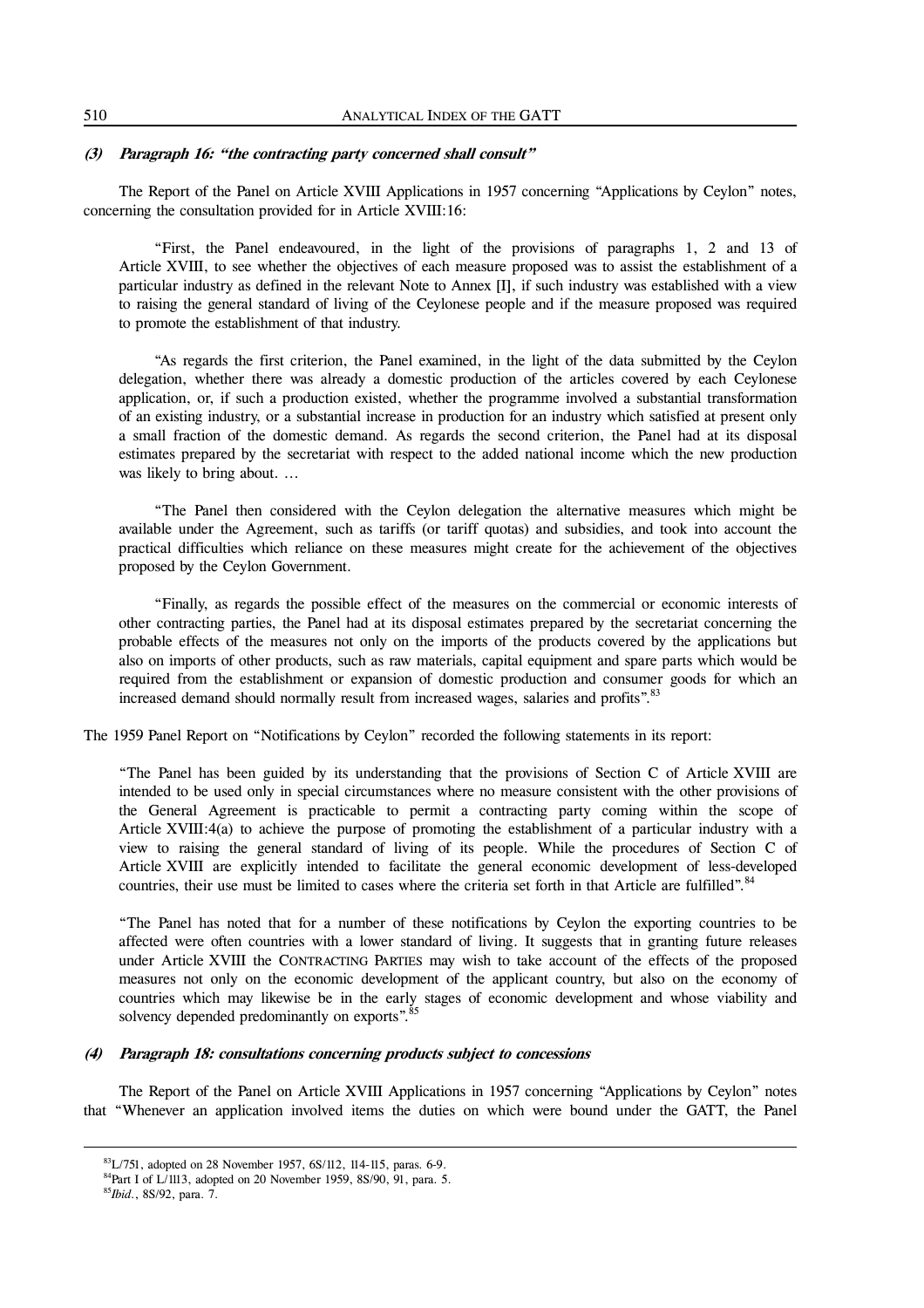#### *(3) Paragraph 16: "the contracting party concerned shall consult"*

The Report of the Panel on Article XVIII Applications in 1957 concerning "Applications by Ceylon" notes, concerning the consultation provided for in Article XVIII:16:

> "First, the Panel endeavoured, in the light of the provisions of paragraphs 1, 2 and 13 of Article XVIII, to see whether the objectives of each measure proposed was to assist the establishment of a particular industry as defined in the relevant Note to Annex [I], if such industry was established with a view to raising the general standard of living of the Ceylonese people and if the measure proposed was required to promote the establishment of that industry.
>
> "As regards the first criterion, the Panel examined, in the light of the data submitted by the Ceylon delegation, whether there was already a domestic production of the articles covered by each Ceylonese application, or, if such a production existed, whether the programme involved a substantial transformation of an existing industry, or a substantial increase in production for an industry which satisfied at present only a small fraction of the domestic demand. As regards the second criterion, the Panel had at its disposal estimates prepared by the secretariat with respect to the added national income which the new production was likely to bring about. …
>
> "The Panel then considered with the Ceylon delegation the alternative measures which might be available under the Agreement, such as tariffs (or tariff quotas) and subsidies, and took into account the practical difficulties which reliance on these measures might create for the achievement of the objectives proposed by the Ceylon Government.
>
> "Finally, as regards the possible effect of the measures on the commercial or economic interests of other contracting parties, the Panel had at its disposal estimates prepared by the secretariat concerning the probable effects of the measures not only on the imports of the products covered by the applications but also on imports of other products, such as raw materials, capital equipment and spare parts which would be required from the establishment or expansion of domestic production and consumer goods for which an increased demand should normally result from increased wages, salaries and profits".[83]

The 1959 Panel Report on "Notifications by Ceylon" recorded the following statements in its report:

> "The Panel has been guided by its understanding that the provisions of Section C of Article XVIII are intended to be used only in special circumstances where no measure consistent with the other provisions of the General Agreement is practicable to permit a contracting party coming within the scope of Article XVIII:4(a) to achieve the purpose of promoting the establishment of a particular industry with a view to raising the general standard of living of its people. While the procedures of Section C of Article XVIII are explicitly intended to facilitate the general economic development of less-developed countries, their use must be limited to cases where the criteria set forth in that Article are fulfilled".[84]
>
> "The Panel has noted that for a number of these notifications by Ceylon the exporting countries to be affected were often countries with a lower standard of living. It suggests that in granting future releases under Article XVIII the CONTRACTING PARTIES may wish to take account of the effects of the proposed measures not only on the economic development of the applicant country, but also on the economy of countries which may likewise be in the early stages of economic development and whose viability and solvency depended predominantly on exports".[85]

#### *(4) Paragraph 18: consultations concerning products subject to concessions*

The Report of the Panel on Article XVIII Applications in 1957 concerning "Applications by Ceylon" notes that "Whenever an application involved items the duties on which were bound under the GATT, the Panel

---

[83] L/751, adopted on 28 November 1957, 6S/112, 114-115, paras. 6-9.

[84] Part I of L/1113, adopted on 20 November 1959, 8S/90, 91, para. 5.

[85] *Ibid.*, 8S/92, para. 7.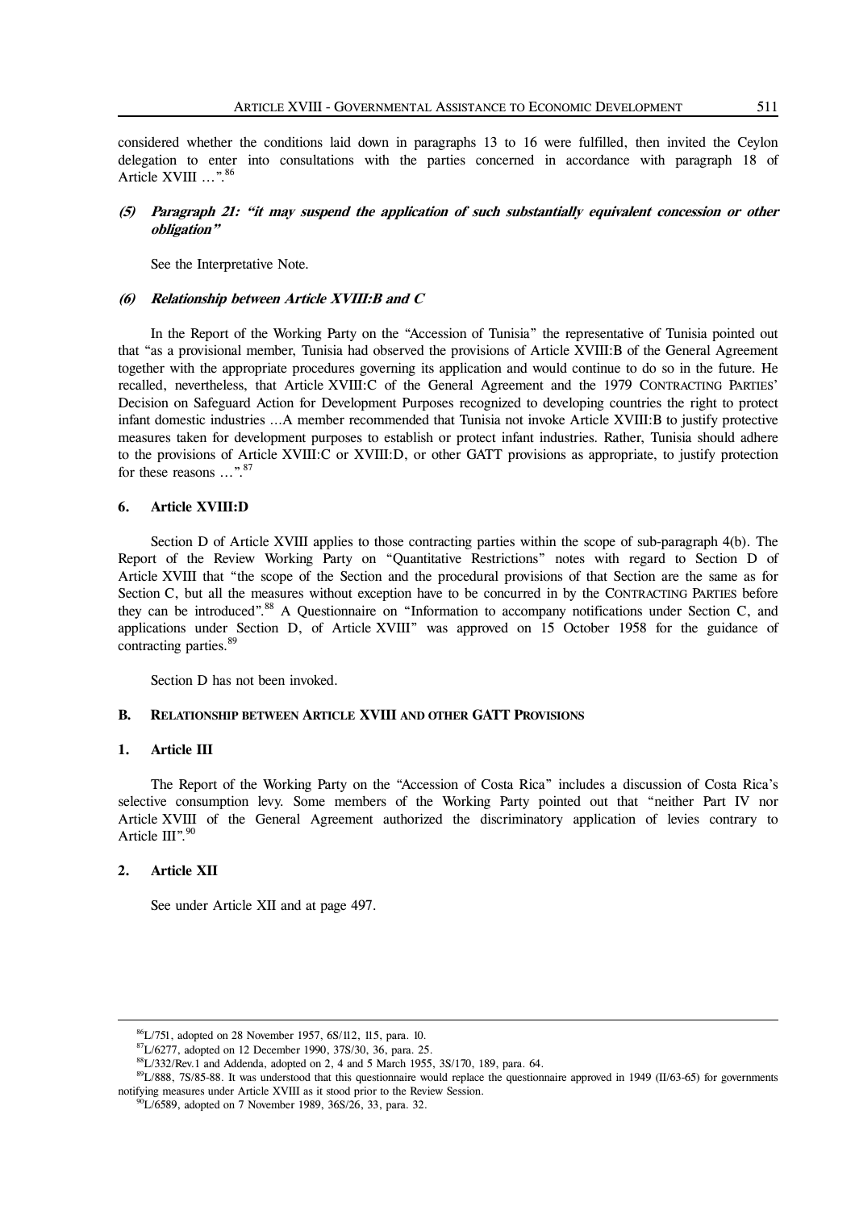considered whether the conditions laid down in paragraphs 13 to 16 were fulfilled, then invited the Ceylon delegation to enter into consultations with the parties concerned in accordance with paragraph 18 of Article XVIII …".[86]

#### *(5) Paragraph 21: "it may suspend the application of such substantially equivalent concession or other obligation"*

See the Interpretative Note.

#### *(6) Relationship between Article XVIII:B and C*

In the Report of the Working Party on the "Accession of Tunisia" the representative of Tunisia pointed out that "as a provisional member, Tunisia had observed the provisions of Article XVIII:B of the General Agreement together with the appropriate procedures governing its application and would continue to do so in the future. He recalled, nevertheless, that Article XVIII:C of the General Agreement and the 1979 CONTRACTING PARTIES' Decision on Safeguard Action for Development Purposes recognized to developing countries the right to protect infant domestic industries …A member recommended that Tunisia not invoke Article XVIII:B to justify protective measures taken for development purposes to establish or protect infant industries. Rather, Tunisia should adhere to the provisions of Article XVIII:C or XVIII:D, or other GATT provisions as appropriate, to justify protection for these reasons …".[87]

### 6. Article XVIII:D

Section D of Article XVIII applies to those contracting parties within the scope of sub-paragraph 4(b). The Report of the Review Working Party on "Quantitative Restrictions" notes with regard to Section D of Article XVIII that "the scope of the Section and the procedural provisions of that Section are the same as for Section C, but all the measures without exception have to be concurred in by the CONTRACTING PARTIES before they can be introduced".[88] A Questionnaire on "Information to accompany notifications under Section C, and applications under Section D, of Article XVIII" was approved on 15 October 1958 for the guidance of contracting parties.[89]

Section D has not been invoked.

## B. RELATIONSHIP BETWEEN ARTICLE XVIII AND OTHER GATT PROVISIONS

### 1. Article III

The Report of the Working Party on the "Accession of Costa Rica" includes a discussion of Costa Rica's selective consumption levy. Some members of the Working Party pointed out that "neither Part IV nor Article XVIII of the General Agreement authorized the discriminatory application of levies contrary to Article III".[90]

### 2. Article XII

See under Article XII and at page 497.

---

[86] L/751, adopted on 28 November 1957, 6S/112, 115, para. 10.

[87] L/6277, adopted on 12 December 1990, 37S/30, 36, para. 25.

[88] L/332/Rev.1 and Addenda, adopted on 2, 4 and 5 March 1955, 3S/170, 189, para. 64.

[89] L/888, 7S/85-88. It was understood that this questionnaire would replace the questionnaire approved in 1949 (II/63-65) for governments notifying measures under Article XVIII as it stood prior to the Review Session.

[90] L/6589, adopted on 7 November 1989, 36S/26, 33, para. 32.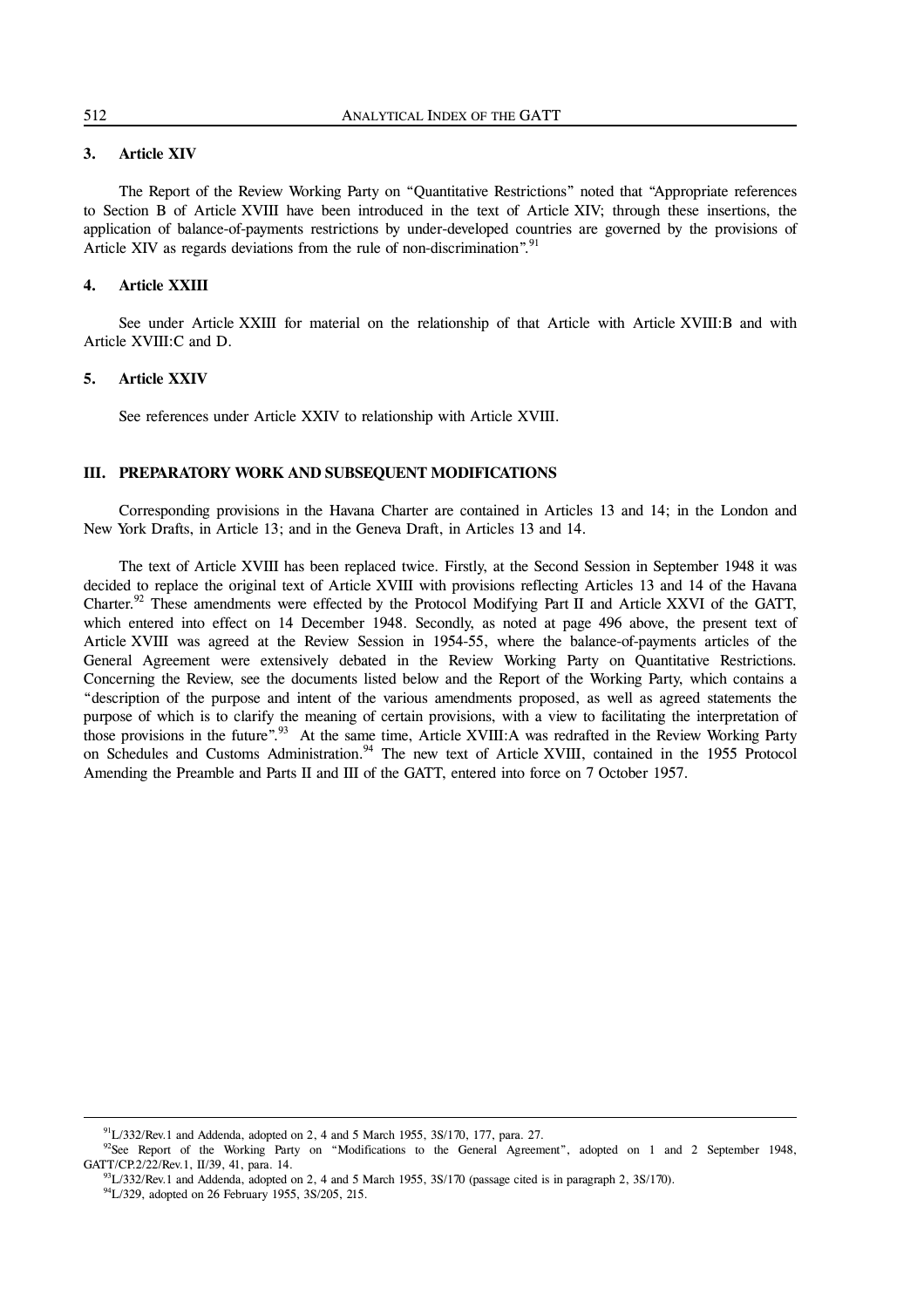### 3. Article XIV

The Report of the Review Working Party on "Quantitative Restrictions" noted that "Appropriate references to Section B of Article XVIII have been introduced in the text of Article XIV; through these insertions, the application of balance-of-payments restrictions by under-developed countries are governed by the provisions of Article XIV as regards deviations from the rule of non-discrimination".[91]

### 4. Article XXIII

See under Article XXIII for material on the relationship of that Article with Article XVIII:B and with Article XVIII:C and D.

### 5. Article XXIV

See references under Article XXIV to relationship with Article XVIII.

## III. PREPARATORY WORK AND SUBSEQUENT MODIFICATIONS

Corresponding provisions in the Havana Charter are contained in Articles 13 and 14; in the London and New York Drafts, in Article 13; and in the Geneva Draft, in Articles 13 and 14.

The text of Article XVIII has been replaced twice. Firstly, at the Second Session in September 1948 it was decided to replace the original text of Article XVIII with provisions reflecting Articles 13 and 14 of the Havana Charter.[92] These amendments were effected by the Protocol Modifying Part II and Article XXVI of the GATT, which entered into effect on 14 December 1948. Secondly, as noted at page 496 above, the present text of Article XVIII was agreed at the Review Session in 1954-55, where the balance-of-payments articles of the General Agreement were extensively debated in the Review Working Party on Quantitative Restrictions. Concerning the Review, see the documents listed below and the Report of the Working Party, which contains a "description of the purpose and intent of the various amendments proposed, as well as agreed statements the purpose of which is to clarify the meaning of certain provisions, with a view to facilitating the interpretation of those provisions in the future".[93] At the same time, Article XVIII:A was redrafted in the Review Working Party on Schedules and Customs Administration.[94] The new text of Article XVIII, contained in the 1955 Protocol Amending the Preamble and Parts II and III of the GATT, entered into force on 7 October 1957.

---

[91] L/332/Rev.1 and Addenda, adopted on 2, 4 and 5 March 1955, 3S/170, 177, para. 27.

[92] See Report of the Working Party on "Modifications to the General Agreement", adopted on 1 and 2 September 1948, GATT/CP.2/22/Rev.1, II/39, 41, para. 14.

[93] L/332/Rev.1 and Addenda, adopted on 2, 4 and 5 March 1955, 3S/170 (passage cited is in paragraph 2, 3S/170).

[94] L/329, adopted on 26 February 1955, 3S/205, 215.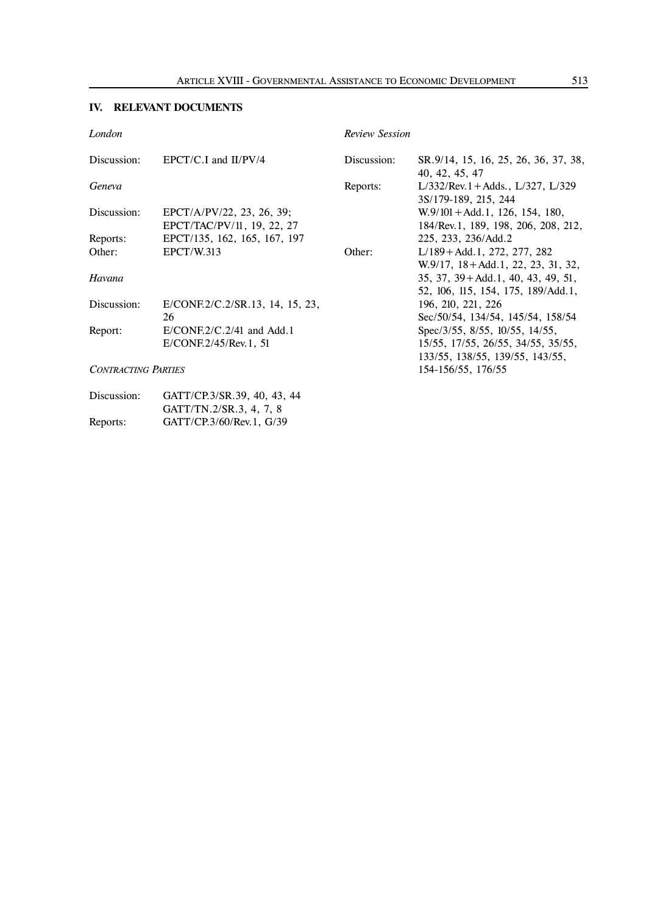## IV. RELEVANT DOCUMENTS

*London*

| | |
|---|---|
| Discussion: | EPCT/C.I and II/PV/4 |

*Geneva*

| | |
|---|---|
| Discussion: | EPCT/A/PV/22, 23, 26, 39; EPCT/TAC/PV/11, 19, 22, 27 |
| Reports: | EPCT/135, 162, 165, 167, 197 |
| Other: | EPCT/W.313 |

*Havana*

| | |
|---|---|
| Discussion: | E/CONF.2/C.2/SR.13, 14, 15, 23, 26 |
| Report: | E/CONF.2/C.2/41 and Add.1 E/CONF.2/45/Rev.1, 51 |

*CONTRACTING PARTIES*

| | |
|---|---|
| Discussion: | GATT/CP.3/SR.39, 40, 43, 44 GATT/TN.2/SR.3, 4, 7, 8 |
| Reports: | GATT/CP.3/60/Rev.1, G/39 |

*Review Session*

| | |
|---|---|
| Discussion: | SR.9/14, 15, 16, 25, 26, 36, 37, 38, 40, 42, 45, 47 |
| Reports: | L/332/Rev.1+Adds., L/327, L/329 3S/179-189, 215, 244 W.9/101+Add.1, 126, 154, 180, 184/Rev.1, 189, 198, 206, 208, 212, 225, 233, 236/Add.2 |
| Other: | L/189+Add.1, 272, 277, 282 W.9/17, 18+Add.1, 22, 23, 31, 32, 35, 37, 39+Add.1, 40, 43, 49, 51, 52, 106, 115, 154, 175, 189/Add.1, 196, 210, 221, 226 Sec/50/54, 134/54, 145/54, 158/54 Spec/3/55, 8/55, 10/55, 14/55, 15/55, 17/55, 26/55, 34/55, 35/55, 133/55, 138/55, 139/55, 143/55, 154-156/55, 176/55 |